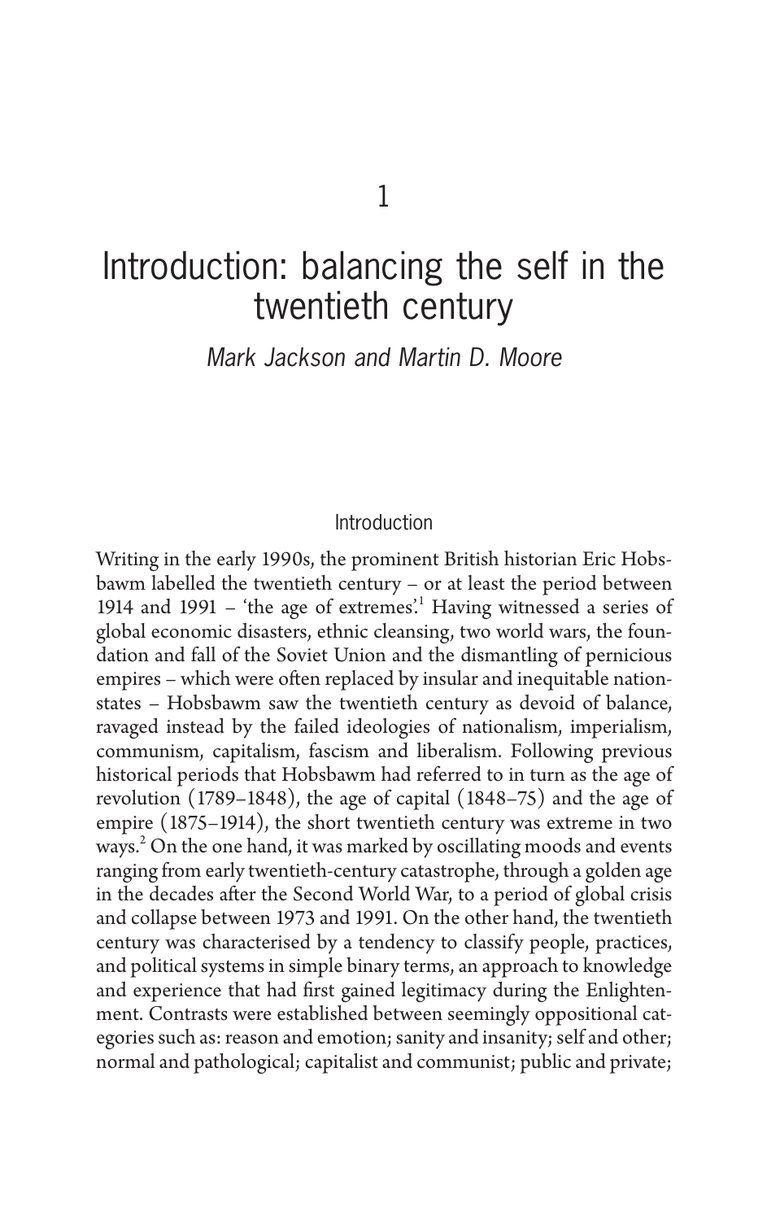# 1

# Introduction: balancing the self in the twentieth century

*Mark Jackson and Martin D. Moore*

## Introduction

Writing in the early 1990s, the prominent British historian Eric Hobsbawm labelled the twentieth century – or at least the period between 1914 and 1991 – 'the age of extremes'.[1] Having witnessed a series of global economic disasters, ethnic cleansing, two world wars, the foundation and fall of the Soviet Union and the dismantling of pernicious empires – which were often replaced by insular and inequitable nation-states – Hobsbawm saw the twentieth century as devoid of balance, ravaged instead by the failed ideologies of nationalism, imperialism, communism, capitalism, fascism and liberalism. Following previous historical periods that Hobsbawm had referred to in turn as the age of revolution (1789–1848), the age of capital (1848–75) and the age of empire (1875–1914), the short twentieth century was extreme in two ways.[2] On the one hand, it was marked by oscillating moods and events ranging from early twentieth-century catastrophe, through a golden age in the decades after the Second World War, to a period of global crisis and collapse between 1973 and 1991. On the other hand, the twentieth century was characterised by a tendency to classify people, practices, and political systems in simple binary terms, an approach to knowledge and experience that had first gained legitimacy during the Enlightenment. Contrasts were established between seemingly oppositional categories such as: reason and emotion; sanity and insanity; self and other; normal and pathological; capitalist and communist; public and private;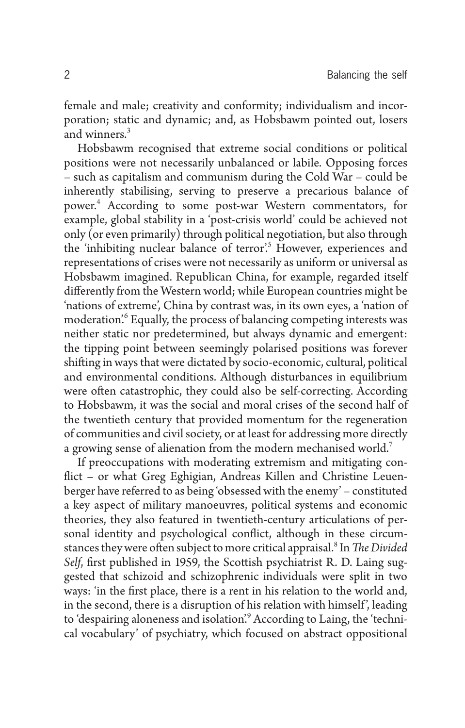female and male; creativity and conformity; individualism and incorporation; static and dynamic; and, as Hobsbawm pointed out, losers and winners.[3]

Hobsbawm recognised that extreme social conditions or political positions were not necessarily unbalanced or labile. Opposing forces – such as capitalism and communism during the Cold War – could be inherently stabilising, serving to preserve a precarious balance of power.[4] According to some post-war Western commentators, for example, global stability in a 'post-crisis world' could be achieved not only (or even primarily) through political negotiation, but also through the 'inhibiting nuclear balance of terror'.[5] However, experiences and representations of crises were not necessarily as uniform or universal as Hobsbawm imagined. Republican China, for example, regarded itself differently from the Western world; while European countries might be 'nations of extreme', China by contrast was, in its own eyes, a 'nation of moderation'.[6] Equally, the process of balancing competing interests was neither static nor predetermined, but always dynamic and emergent: the tipping point between seemingly polarised positions was forever shifting in ways that were dictated by socio-economic, cultural, political and environmental conditions. Although disturbances in equilibrium were often catastrophic, they could also be self-correcting. According to Hobsbawm, it was the social and moral crises of the second half of the twentieth century that provided momentum for the regeneration of communities and civil society, or at least for addressing more directly a growing sense of alienation from the modern mechanised world.[7]

If preoccupations with moderating extremism and mitigating conflict – or what Greg Eghigian, Andreas Killen and Christine Leuenberger have referred to as being 'obsessed with the enemy' – constituted a key aspect of military manoeuvres, political systems and economic theories, they also featured in twentieth-century articulations of personal identity and psychological conflict, although in these circumstances they were often subject to more critical appraisal.[8] In *The Divided Self*, first published in 1959, the Scottish psychiatrist R. D. Laing suggested that schizoid and schizophrenic individuals were split in two ways: 'in the first place, there is a rent in his relation to the world and, in the second, there is a disruption of his relation with himself', leading to 'despairing aloneness and isolation'.[9] According to Laing, the 'technical vocabulary' of psychiatry, which focused on abstract oppositional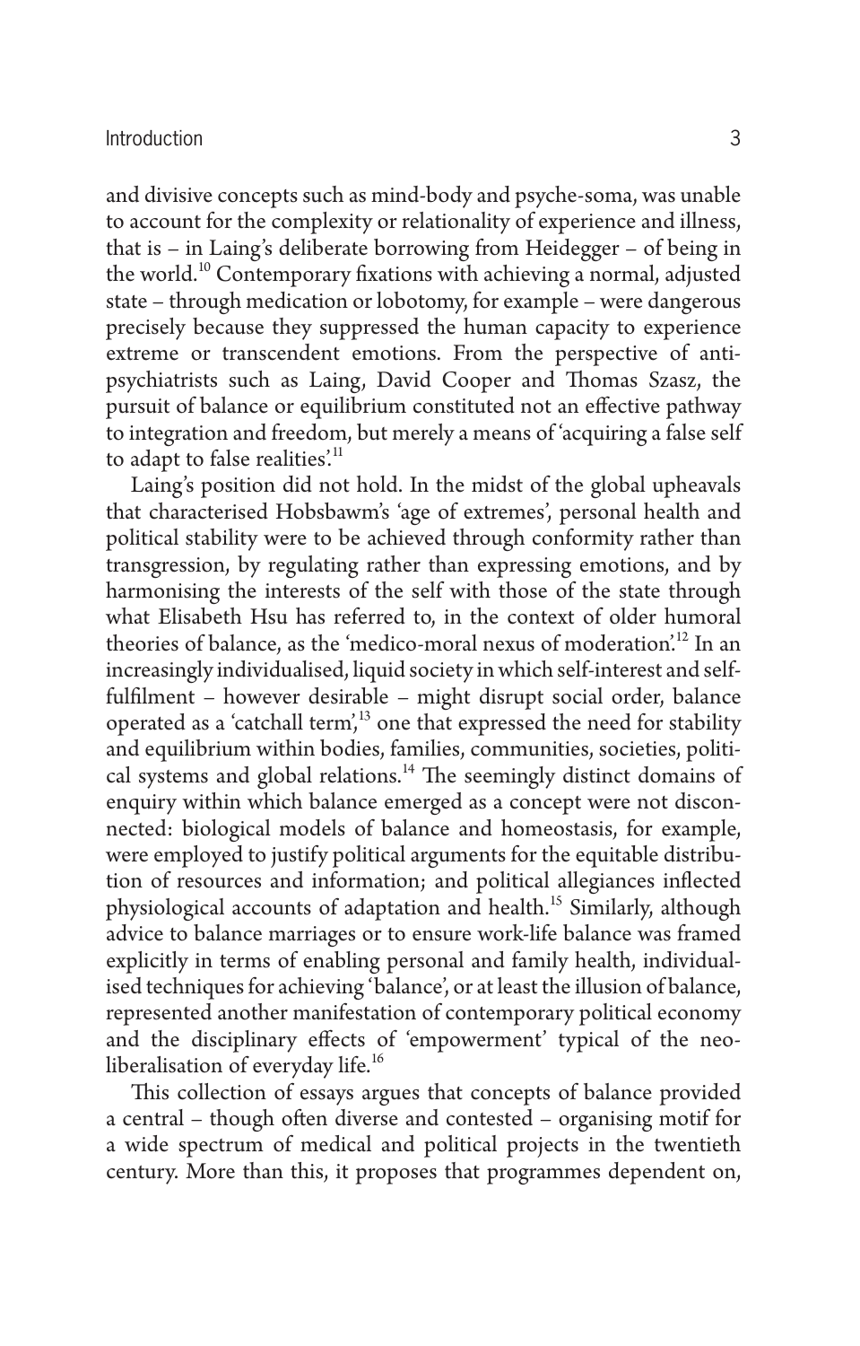and divisive concepts such as mind-body and psyche-soma, was unable to account for the complexity or relationality of experience and illness, that is – in Laing's deliberate borrowing from Heidegger – of being in the world.[10] Contemporary fixations with achieving a normal, adjusted state – through medication or lobotomy, for example – were dangerous precisely because they suppressed the human capacity to experience extreme or transcendent emotions. From the perspective of anti-psychiatrists such as Laing, David Cooper and Thomas Szasz, the pursuit of balance or equilibrium constituted not an effective pathway to integration and freedom, but merely a means of 'acquiring a false self to adapt to false realities'.[11]

Laing's position did not hold. In the midst of the global upheavals that characterised Hobsbawm's 'age of extremes', personal health and political stability were to be achieved through conformity rather than transgression, by regulating rather than expressing emotions, and by harmonising the interests of the self with those of the state through what Elisabeth Hsu has referred to, in the context of older humoral theories of balance, as the 'medico-moral nexus of moderation'.[12] In an increasingly individualised, liquid society in which self-interest and self-fulfilment – however desirable – might disrupt social order, balance operated as a 'catchall term',[13] one that expressed the need for stability and equilibrium within bodies, families, communities, societies, political systems and global relations.[14] The seemingly distinct domains of enquiry within which balance emerged as a concept were not disconnected: biological models of balance and homeostasis, for example, were employed to justify political arguments for the equitable distribution of resources and information; and political allegiances inflected physiological accounts of adaptation and health.[15] Similarly, although advice to balance marriages or to ensure work-life balance was framed explicitly in terms of enabling personal and family health, individualised techniques for achieving 'balance', or at least the illusion of balance, represented another manifestation of contemporary political economy and the disciplinary effects of 'empowerment' typical of the neo-liberalisation of everyday life.[16]

This collection of essays argues that concepts of balance provided a central – though often diverse and contested – organising motif for a wide spectrum of medical and political projects in the twentieth century. More than this, it proposes that programmes dependent on,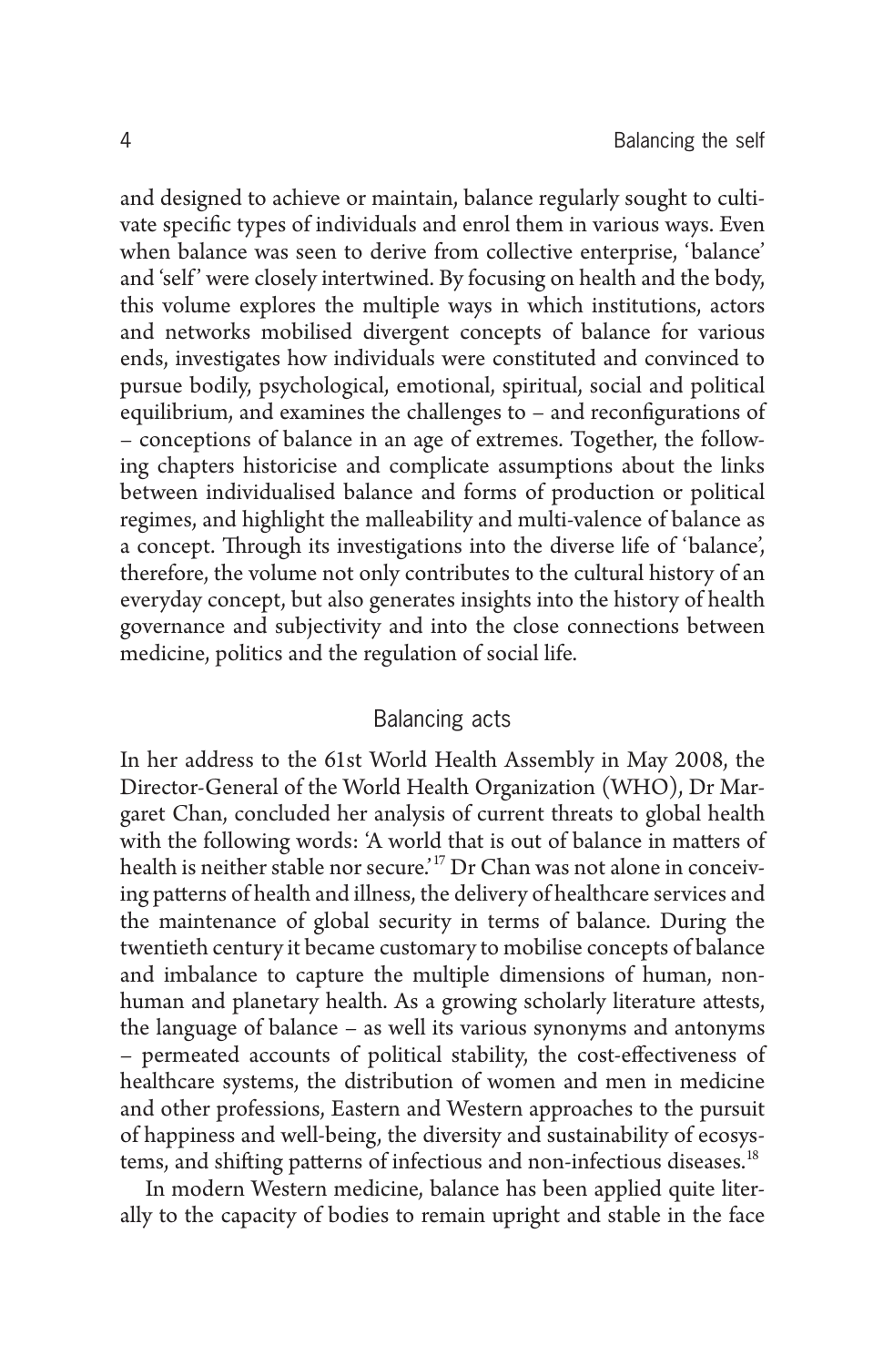and designed to achieve or maintain, balance regularly sought to cultivate specific types of individuals and enrol them in various ways. Even when balance was seen to derive from collective enterprise, 'balance' and 'self' were closely intertwined. By focusing on health and the body, this volume explores the multiple ways in which institutions, actors and networks mobilised divergent concepts of balance for various ends, investigates how individuals were constituted and convinced to pursue bodily, psychological, emotional, spiritual, social and political equilibrium, and examines the challenges to – and reconfigurations of – conceptions of balance in an age of extremes. Together, the following chapters historicise and complicate assumptions about the links between individualised balance and forms of production or political regimes, and highlight the malleability and multi-valence of balance as a concept. Through its investigations into the diverse life of 'balance', therefore, the volume not only contributes to the cultural history of an everyday concept, but also generates insights into the history of health governance and subjectivity and into the close connections between medicine, politics and the regulation of social life.

## Balancing acts

In her address to the 61st World Health Assembly in May 2008, the Director-General of the World Health Organization (WHO), Dr Margaret Chan, concluded her analysis of current threats to global health with the following words: 'A world that is out of balance in matters of health is neither stable nor secure.'[17] Dr Chan was not alone in conceiving patterns of health and illness, the delivery of healthcare services and the maintenance of global security in terms of balance. During the twentieth century it became customary to mobilise concepts of balance and imbalance to capture the multiple dimensions of human, non-human and planetary health. As a growing scholarly literature attests, the language of balance – as well its various synonyms and antonyms – permeated accounts of political stability, the cost-effectiveness of healthcare systems, the distribution of women and men in medicine and other professions, Eastern and Western approaches to the pursuit of happiness and well-being, the diversity and sustainability of ecosystems, and shifting patterns of infectious and non-infectious diseases.[18]

In modern Western medicine, balance has been applied quite literally to the capacity of bodies to remain upright and stable in the face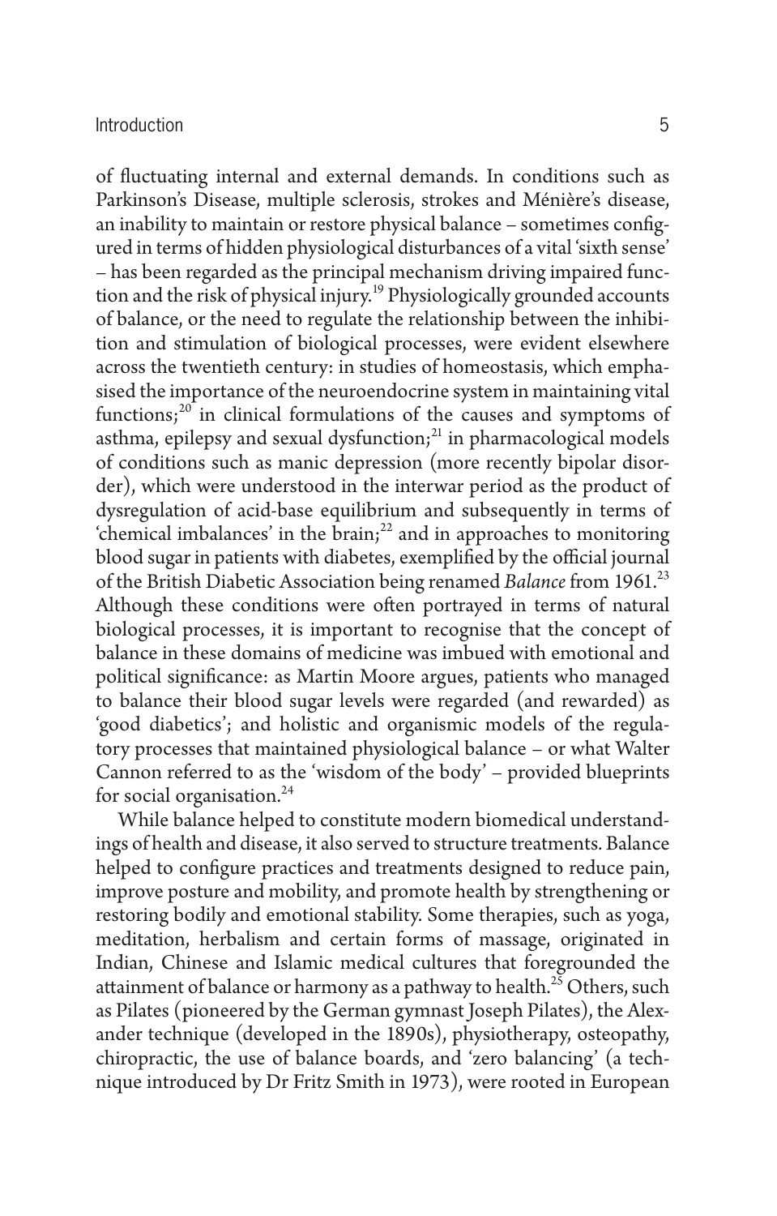of fluctuating internal and external demands. In conditions such as Parkinson's Disease, multiple sclerosis, strokes and Ménière's disease, an inability to maintain or restore physical balance – sometimes configured in terms of hidden physiological disturbances of a vital 'sixth sense' – has been regarded as the principal mechanism driving impaired function and the risk of physical injury.[19] Physiologically grounded accounts of balance, or the need to regulate the relationship between the inhibition and stimulation of biological processes, were evident elsewhere across the twentieth century: in studies of homeostasis, which emphasised the importance of the neuroendocrine system in maintaining vital functions;[20] in clinical formulations of the causes and symptoms of asthma, epilepsy and sexual dysfunction;[21] in pharmacological models of conditions such as manic depression (more recently bipolar disorder), which were understood in the interwar period as the product of dysregulation of acid-base equilibrium and subsequently in terms of 'chemical imbalances' in the brain;[22] and in approaches to monitoring blood sugar in patients with diabetes, exemplified by the official journal of the British Diabetic Association being renamed *Balance* from 1961.[23] Although these conditions were often portrayed in terms of natural biological processes, it is important to recognise that the concept of balance in these domains of medicine was imbued with emotional and political significance: as Martin Moore argues, patients who managed to balance their blood sugar levels were regarded (and rewarded) as 'good diabetics'; and holistic and organismic models of the regulatory processes that maintained physiological balance – or what Walter Cannon referred to as the 'wisdom of the body' – provided blueprints for social organisation.[24]

While balance helped to constitute modern biomedical understandings of health and disease, it also served to structure treatments. Balance helped to configure practices and treatments designed to reduce pain, improve posture and mobility, and promote health by strengthening or restoring bodily and emotional stability. Some therapies, such as yoga, meditation, herbalism and certain forms of massage, originated in Indian, Chinese and Islamic medical cultures that foregrounded the attainment of balance or harmony as a pathway to health.[25] Others, such as Pilates (pioneered by the German gymnast Joseph Pilates), the Alexander technique (developed in the 1890s), physiotherapy, osteopathy, chiropractic, the use of balance boards, and 'zero balancing' (a technique introduced by Dr Fritz Smith in 1973), were rooted in European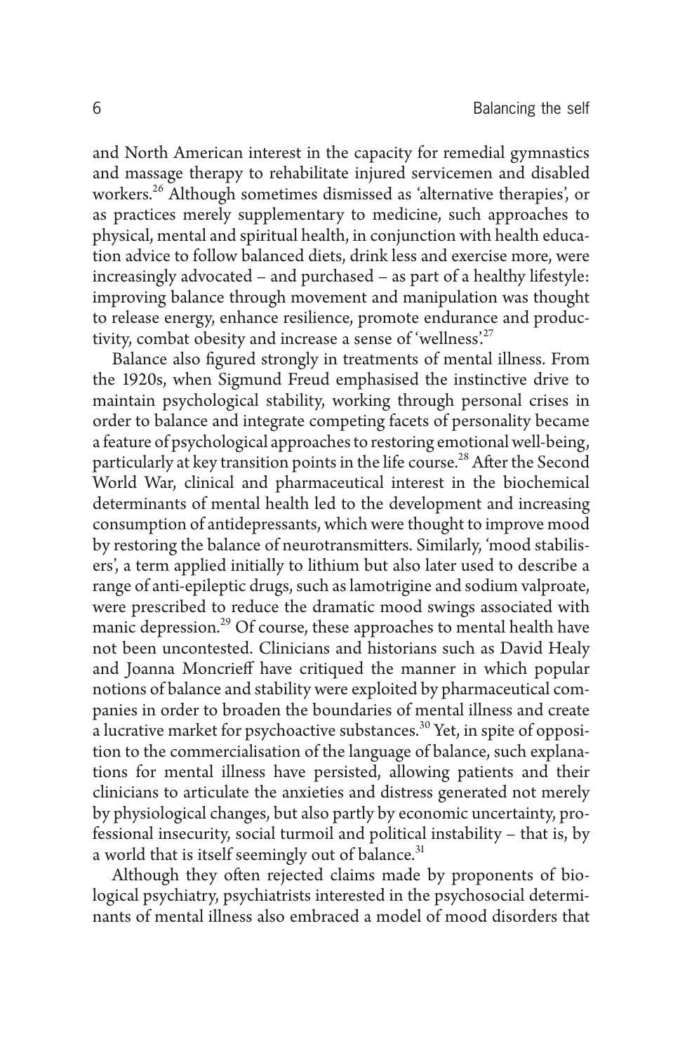and North American interest in the capacity for remedial gymnastics and massage therapy to rehabilitate injured servicemen and disabled workers.[26] Although sometimes dismissed as 'alternative therapies', or as practices merely supplementary to medicine, such approaches to physical, mental and spiritual health, in conjunction with health education advice to follow balanced diets, drink less and exercise more, were increasingly advocated – and purchased – as part of a healthy lifestyle: improving balance through movement and manipulation was thought to release energy, enhance resilience, promote endurance and productivity, combat obesity and increase a sense of 'wellness'.[27]

Balance also figured strongly in treatments of mental illness. From the 1920s, when Sigmund Freud emphasised the instinctive drive to maintain psychological stability, working through personal crises in order to balance and integrate competing facets of personality became a feature of psychological approaches to restoring emotional well-being, particularly at key transition points in the life course.[28] After the Second World War, clinical and pharmaceutical interest in the biochemical determinants of mental health led to the development and increasing consumption of antidepressants, which were thought to improve mood by restoring the balance of neurotransmitters. Similarly, 'mood stabilisers', a term applied initially to lithium but also later used to describe a range of anti-epileptic drugs, such as lamotrigine and sodium valproate, were prescribed to reduce the dramatic mood swings associated with manic depression.[29] Of course, these approaches to mental health have not been uncontested. Clinicians and historians such as David Healy and Joanna Moncrieff have critiqued the manner in which popular notions of balance and stability were exploited by pharmaceutical companies in order to broaden the boundaries of mental illness and create a lucrative market for psychoactive substances.[30] Yet, in spite of opposition to the commercialisation of the language of balance, such explanations for mental illness have persisted, allowing patients and their clinicians to articulate the anxieties and distress generated not merely by physiological changes, but also partly by economic uncertainty, professional insecurity, social turmoil and political instability – that is, by a world that is itself seemingly out of balance.[31]

Although they often rejected claims made by proponents of biological psychiatry, psychiatrists interested in the psychosocial determinants of mental illness also embraced a model of mood disorders that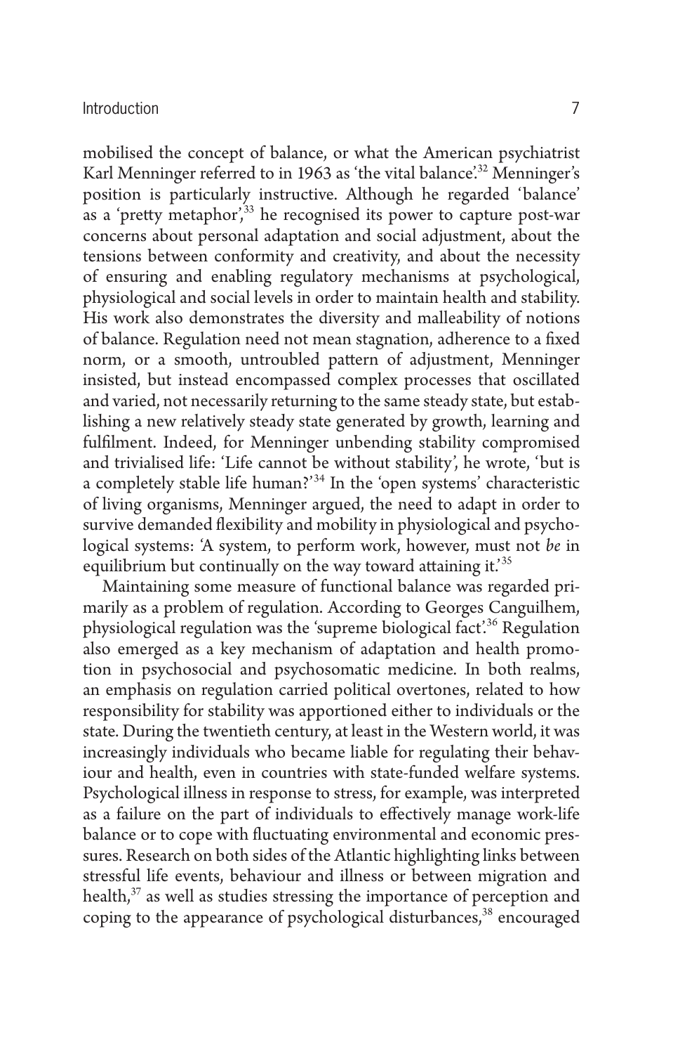mobilised the concept of balance, or what the American psychiatrist Karl Menninger referred to in 1963 as 'the vital balance'.[32] Menninger's position is particularly instructive. Although he regarded 'balance' as a 'pretty metaphor',[33] he recognised its power to capture post-war concerns about personal adaptation and social adjustment, about the tensions between conformity and creativity, and about the necessity of ensuring and enabling regulatory mechanisms at psychological, physiological and social levels in order to maintain health and stability. His work also demonstrates the diversity and malleability of notions of balance. Regulation need not mean stagnation, adherence to a fixed norm, or a smooth, untroubled pattern of adjustment, Menninger insisted, but instead encompassed complex processes that oscillated and varied, not necessarily returning to the same steady state, but establishing a new relatively steady state generated by growth, learning and fulfilment. Indeed, for Menninger unbending stability compromised and trivialised life: 'Life cannot be without stability', he wrote, 'but is a completely stable life human?'[34] In the 'open systems' characteristic of living organisms, Menninger argued, the need to adapt in order to survive demanded flexibility and mobility in physiological and psychological systems: 'A system, to perform work, however, must not *be* in equilibrium but continually on the way toward attaining it.'[35]

Maintaining some measure of functional balance was regarded primarily as a problem of regulation. According to Georges Canguilhem, physiological regulation was the 'supreme biological fact'.[36] Regulation also emerged as a key mechanism of adaptation and health promotion in psychosocial and psychosomatic medicine. In both realms, an emphasis on regulation carried political overtones, related to how responsibility for stability was apportioned either to individuals or the state. During the twentieth century, at least in the Western world, it was increasingly individuals who became liable for regulating their behaviour and health, even in countries with state-funded welfare systems. Psychological illness in response to stress, for example, was interpreted as a failure on the part of individuals to effectively manage work-life balance or to cope with fluctuating environmental and economic pressures. Research on both sides of the Atlantic highlighting links between stressful life events, behaviour and illness or between migration and health,[37] as well as studies stressing the importance of perception and coping to the appearance of psychological disturbances,[38] encouraged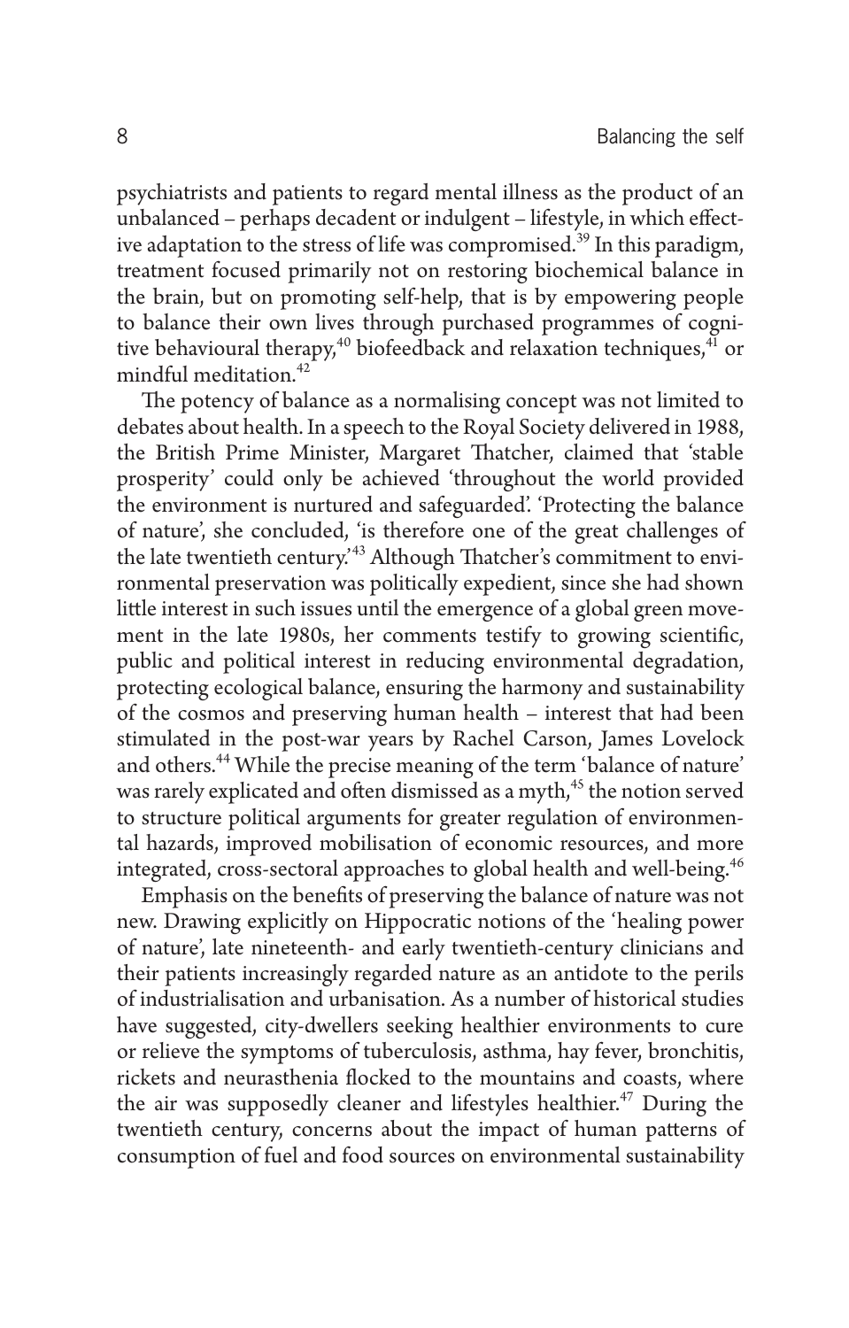psychiatrists and patients to regard mental illness as the product of an unbalanced – perhaps decadent or indulgent – lifestyle, in which effective adaptation to the stress of life was compromised.[39] In this paradigm, treatment focused primarily not on restoring biochemical balance in the brain, but on promoting self-help, that is by empowering people to balance their own lives through purchased programmes of cognitive behavioural therapy,[40] biofeedback and relaxation techniques,[41] or mindful meditation.[42]

The potency of balance as a normalising concept was not limited to debates about health. In a speech to the Royal Society delivered in 1988, the British Prime Minister, Margaret Thatcher, claimed that 'stable prosperity' could only be achieved 'throughout the world provided the environment is nurtured and safeguarded'. 'Protecting the balance of nature', she concluded, 'is therefore one of the great challenges of the late twentieth century.'[43] Although Thatcher's commitment to environmental preservation was politically expedient, since she had shown little interest in such issues until the emergence of a global green movement in the late 1980s, her comments testify to growing scientific, public and political interest in reducing environmental degradation, protecting ecological balance, ensuring the harmony and sustainability of the cosmos and preserving human health – interest that had been stimulated in the post-war years by Rachel Carson, James Lovelock and others.[44] While the precise meaning of the term 'balance of nature' was rarely explicated and often dismissed as a myth,[45] the notion served to structure political arguments for greater regulation of environmental hazards, improved mobilisation of economic resources, and more integrated, cross-sectoral approaches to global health and well-being.[46]

Emphasis on the benefits of preserving the balance of nature was not new. Drawing explicitly on Hippocratic notions of the 'healing power of nature', late nineteenth- and early twentieth-century clinicians and their patients increasingly regarded nature as an antidote to the perils of industrialisation and urbanisation. As a number of historical studies have suggested, city-dwellers seeking healthier environments to cure or relieve the symptoms of tuberculosis, asthma, hay fever, bronchitis, rickets and neurasthenia flocked to the mountains and coasts, where the air was supposedly cleaner and lifestyles healthier.[47] During the twentieth century, concerns about the impact of human patterns of consumption of fuel and food sources on environmental sustainability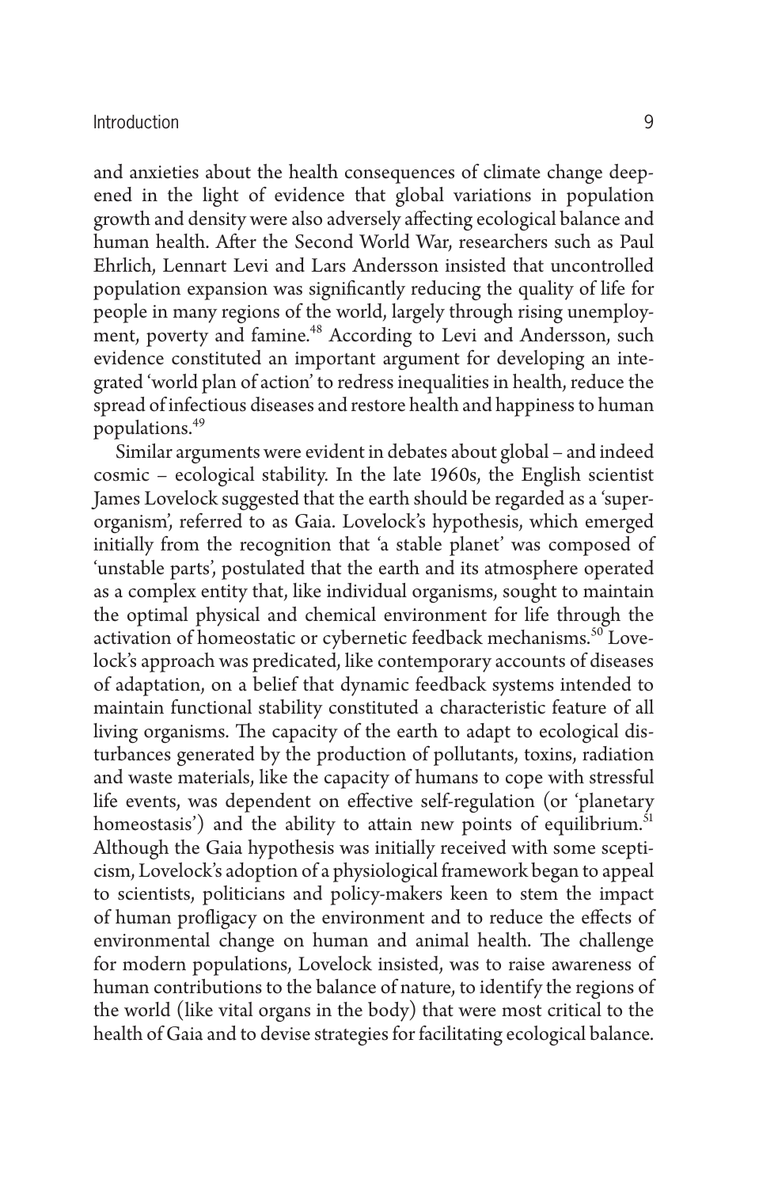and anxieties about the health consequences of climate change deepened in the light of evidence that global variations in population growth and density were also adversely affecting ecological balance and human health. After the Second World War, researchers such as Paul Ehrlich, Lennart Levi and Lars Andersson insisted that uncontrolled population expansion was significantly reducing the quality of life for people in many regions of the world, largely through rising unemployment, poverty and famine.[48] According to Levi and Andersson, such evidence constituted an important argument for developing an integrated 'world plan of action' to redress inequalities in health, reduce the spread of infectious diseases and restore health and happiness to human populations.[49]

Similar arguments were evident in debates about global – and indeed cosmic – ecological stability. In the late 1960s, the English scientist James Lovelock suggested that the earth should be regarded as a 'superorganism', referred to as Gaia. Lovelock's hypothesis, which emerged initially from the recognition that 'a stable planet' was composed of 'unstable parts', postulated that the earth and its atmosphere operated as a complex entity that, like individual organisms, sought to maintain the optimal physical and chemical environment for life through the activation of homeostatic or cybernetic feedback mechanisms.[50] Lovelock's approach was predicated, like contemporary accounts of diseases of adaptation, on a belief that dynamic feedback systems intended to maintain functional stability constituted a characteristic feature of all living organisms. The capacity of the earth to adapt to ecological disturbances generated by the production of pollutants, toxins, radiation and waste materials, like the capacity of humans to cope with stressful life events, was dependent on effective self-regulation (or 'planetary homeostasis') and the ability to attain new points of equilibrium.[51] Although the Gaia hypothesis was initially received with some scepticism, Lovelock's adoption of a physiological framework began to appeal to scientists, politicians and policy-makers keen to stem the impact of human profligacy on the environment and to reduce the effects of environmental change on human and animal health. The challenge for modern populations, Lovelock insisted, was to raise awareness of human contributions to the balance of nature, to identify the regions of the world (like vital organs in the body) that were most critical to the health of Gaia and to devise strategies for facilitating ecological balance.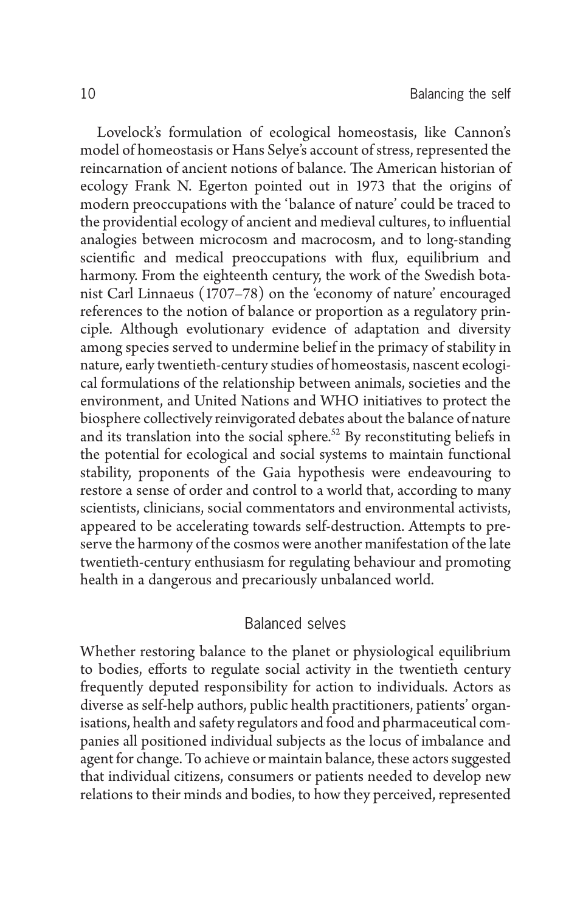Lovelock's formulation of ecological homeostasis, like Cannon's model of homeostasis or Hans Selye's account of stress, represented the reincarnation of ancient notions of balance. The American historian of ecology Frank N. Egerton pointed out in 1973 that the origins of modern preoccupations with the 'balance of nature' could be traced to the providential ecology of ancient and medieval cultures, to influential analogies between microcosm and macrocosm, and to long-standing scientific and medical preoccupations with flux, equilibrium and harmony. From the eighteenth century, the work of the Swedish botanist Carl Linnaeus (1707–78) on the 'economy of nature' encouraged references to the notion of balance or proportion as a regulatory principle. Although evolutionary evidence of adaptation and diversity among species served to undermine belief in the primacy of stability in nature, early twentieth-century studies of homeostasis, nascent ecological formulations of the relationship between animals, societies and the environment, and United Nations and WHO initiatives to protect the biosphere collectively reinvigorated debates about the balance of nature and its translation into the social sphere.[52] By reconstituting beliefs in the potential for ecological and social systems to maintain functional stability, proponents of the Gaia hypothesis were endeavouring to restore a sense of order and control to a world that, according to many scientists, clinicians, social commentators and environmental activists, appeared to be accelerating towards self-destruction. Attempts to preserve the harmony of the cosmos were another manifestation of the late twentieth-century enthusiasm for regulating behaviour and promoting health in a dangerous and precariously unbalanced world.

## Balanced selves

Whether restoring balance to the planet or physiological equilibrium to bodies, efforts to regulate social activity in the twentieth century frequently deputed responsibility for action to individuals. Actors as diverse as self-help authors, public health practitioners, patients' organisations, health and safety regulators and food and pharmaceutical companies all positioned individual subjects as the locus of imbalance and agent for change. To achieve or maintain balance, these actors suggested that individual citizens, consumers or patients needed to develop new relations to their minds and bodies, to how they perceived, represented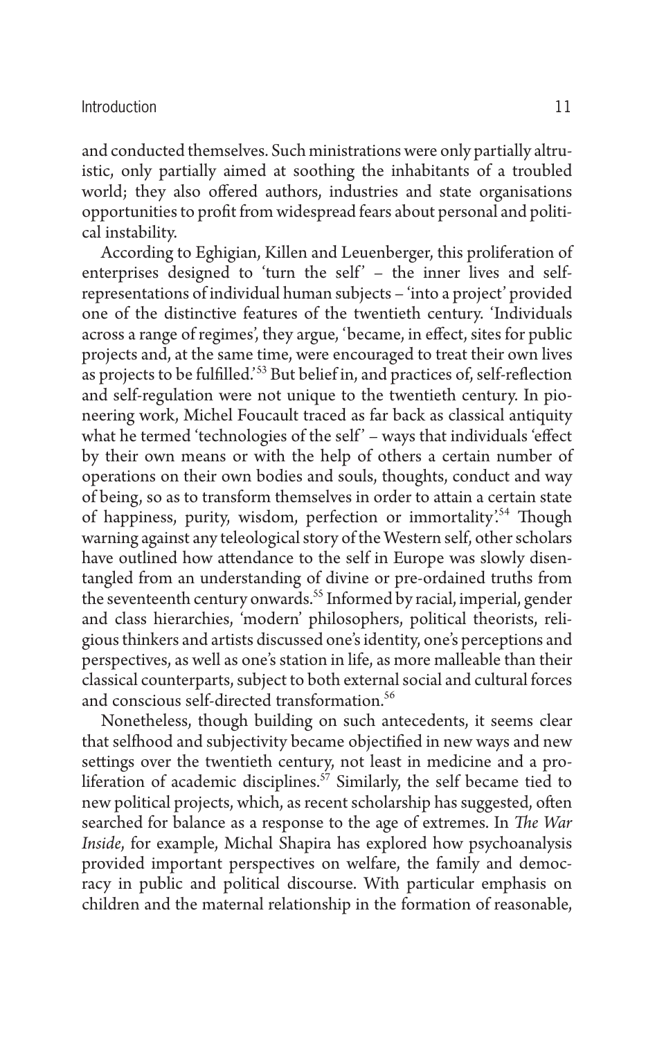and conducted themselves. Such ministrations were only partially altruistic, only partially aimed at soothing the inhabitants of a troubled world; they also offered authors, industries and state organisations opportunities to profit from widespread fears about personal and political instability.

According to Eghigian, Killen and Leuenberger, this proliferation of enterprises designed to 'turn the self' – the inner lives and self-representations of individual human subjects – 'into a project' provided one of the distinctive features of the twentieth century. 'Individuals across a range of regimes', they argue, 'became, in effect, sites for public projects and, at the same time, were encouraged to treat their own lives as projects to be fulfilled.'[53] But belief in, and practices of, self-reflection and self-regulation were not unique to the twentieth century. In pioneering work, Michel Foucault traced as far back as classical antiquity what he termed 'technologies of the self' – ways that individuals 'effect by their own means or with the help of others a certain number of operations on their own bodies and souls, thoughts, conduct and way of being, so as to transform themselves in order to attain a certain state of happiness, purity, wisdom, perfection or immortality'.[54] Though warning against any teleological story of the Western self, other scholars have outlined how attendance to the self in Europe was slowly disentangled from an understanding of divine or pre-ordained truths from the seventeenth century onwards.[55] Informed by racial, imperial, gender and class hierarchies, 'modern' philosophers, political theorists, religious thinkers and artists discussed one's identity, one's perceptions and perspectives, as well as one's station in life, as more malleable than their classical counterparts, subject to both external social and cultural forces and conscious self-directed transformation.[56]

Nonetheless, though building on such antecedents, it seems clear that selfhood and subjectivity became objectified in new ways and new settings over the twentieth century, not least in medicine and a proliferation of academic disciplines.[57] Similarly, the self became tied to new political projects, which, as recent scholarship has suggested, often searched for balance as a response to the age of extremes. In *The War Inside*, for example, Michal Shapira has explored how psychoanalysis provided important perspectives on welfare, the family and democracy in public and political discourse. With particular emphasis on children and the maternal relationship in the formation of reasonable,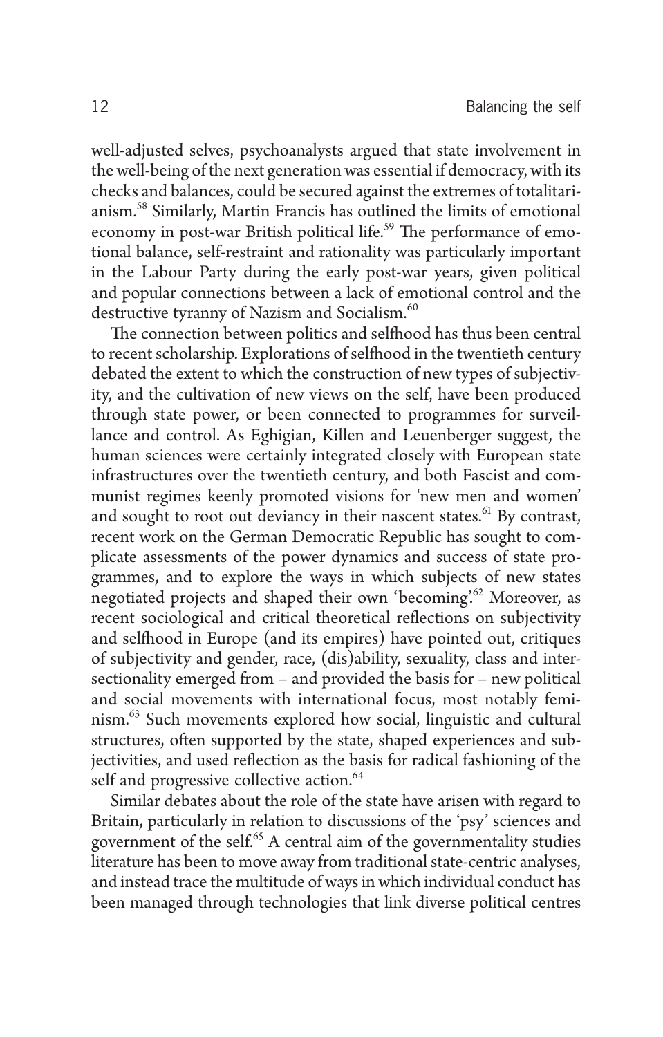well-adjusted selves, psychoanalysts argued that state involvement in the well-being of the next generation was essential if democracy, with its checks and balances, could be secured against the extremes of totalitarianism.[58] Similarly, Martin Francis has outlined the limits of emotional economy in post-war British political life.[59] The performance of emotional balance, self-restraint and rationality was particularly important in the Labour Party during the early post-war years, given political and popular connections between a lack of emotional control and the destructive tyranny of Nazism and Socialism.[60]

The connection between politics and selfhood has thus been central to recent scholarship. Explorations of selfhood in the twentieth century debated the extent to which the construction of new types of subjectivity, and the cultivation of new views on the self, have been produced through state power, or been connected to programmes for surveillance and control. As Eghigian, Killen and Leuenberger suggest, the human sciences were certainly integrated closely with European state infrastructures over the twentieth century, and both Fascist and communist regimes keenly promoted visions for 'new men and women' and sought to root out deviancy in their nascent states.[61] By contrast, recent work on the German Democratic Republic has sought to complicate assessments of the power dynamics and success of state programmes, and to explore the ways in which subjects of new states negotiated projects and shaped their own 'becoming'.[62] Moreover, as recent sociological and critical theoretical reflections on subjectivity and selfhood in Europe (and its empires) have pointed out, critiques of subjectivity and gender, race, (dis)ability, sexuality, class and intersectionality emerged from – and provided the basis for – new political and social movements with international focus, most notably feminism.[63] Such movements explored how social, linguistic and cultural structures, often supported by the state, shaped experiences and subjectivities, and used reflection as the basis for radical fashioning of the self and progressive collective action.[64]

Similar debates about the role of the state have arisen with regard to Britain, particularly in relation to discussions of the 'psy' sciences and government of the self.[65] A central aim of the governmentality studies literature has been to move away from traditional state-centric analyses, and instead trace the multitude of ways in which individual conduct has been managed through technologies that link diverse political centres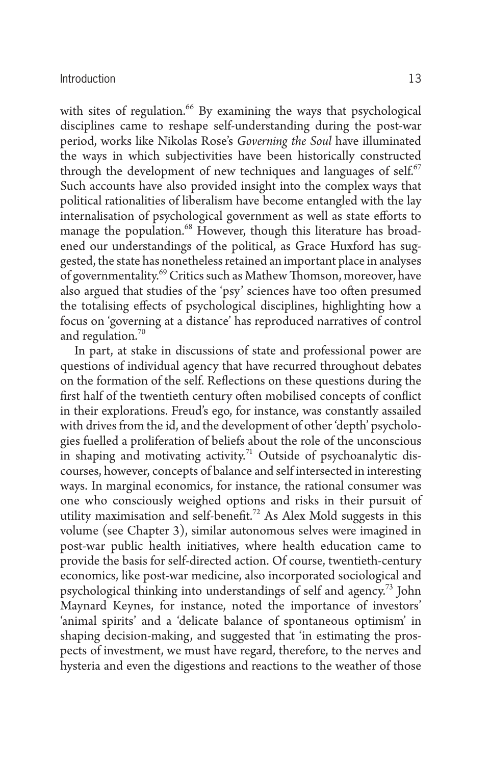with sites of regulation.[66] By examining the ways that psychological disciplines came to reshape self-understanding during the post-war period, works like Nikolas Rose's *Governing the Soul* have illuminated the ways in which subjectivities have been historically constructed through the development of new techniques and languages of self.[67] Such accounts have also provided insight into the complex ways that political rationalities of liberalism have become entangled with the lay internalisation of psychological government as well as state efforts to manage the population.[68] However, though this literature has broadened our understandings of the political, as Grace Huxford has suggested, the state has nonetheless retained an important place in analyses of governmentality.[69] Critics such as Mathew Thomson, moreover, have also argued that studies of the 'psy' sciences have too often presumed the totalising effects of psychological disciplines, highlighting how a focus on 'governing at a distance' has reproduced narratives of control and regulation.[70]

In part, at stake in discussions of state and professional power are questions of individual agency that have recurred throughout debates on the formation of the self. Reflections on these questions during the first half of the twentieth century often mobilised concepts of conflict in their explorations. Freud's ego, for instance, was constantly assailed with drives from the id, and the development of other 'depth' psychologies fuelled a proliferation of beliefs about the role of the unconscious in shaping and motivating activity.[71] Outside of psychoanalytic discourses, however, concepts of balance and self intersected in interesting ways. In marginal economics, for instance, the rational consumer was one who consciously weighed options and risks in their pursuit of utility maximisation and self-benefit.[72] As Alex Mold suggests in this volume (see Chapter 3), similar autonomous selves were imagined in post-war public health initiatives, where health education came to provide the basis for self-directed action. Of course, twentieth-century economics, like post-war medicine, also incorporated sociological and psychological thinking into understandings of self and agency.[73] John Maynard Keynes, for instance, noted the importance of investors' 'animal spirits' and a 'delicate balance of spontaneous optimism' in shaping decision-making, and suggested that 'in estimating the prospects of investment, we must have regard, therefore, to the nerves and hysteria and even the digestions and reactions to the weather of those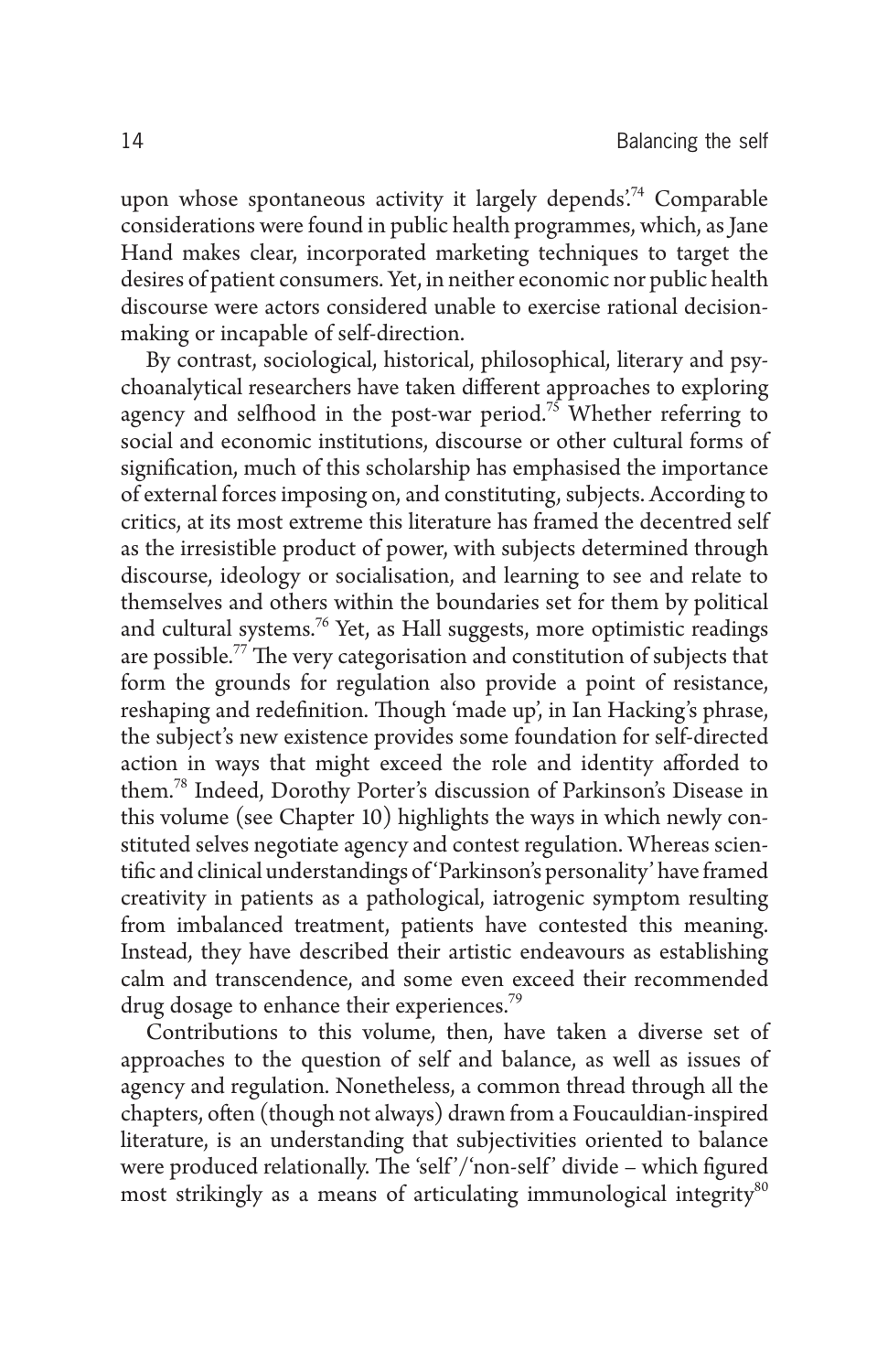upon whose spontaneous activity it largely depends'.[74] Comparable considerations were found in public health programmes, which, as Jane Hand makes clear, incorporated marketing techniques to target the desires of patient consumers. Yet, in neither economic nor public health discourse were actors considered unable to exercise rational decision-making or incapable of self-direction.

By contrast, sociological, historical, philosophical, literary and psychoanalytical researchers have taken different approaches to exploring agency and selfhood in the post-war period.[75] Whether referring to social and economic institutions, discourse or other cultural forms of signification, much of this scholarship has emphasised the importance of external forces imposing on, and constituting, subjects. According to critics, at its most extreme this literature has framed the decentred self as the irresistible product of power, with subjects determined through discourse, ideology or socialisation, and learning to see and relate to themselves and others within the boundaries set for them by political and cultural systems.[76] Yet, as Hall suggests, more optimistic readings are possible.[77] The very categorisation and constitution of subjects that form the grounds for regulation also provide a point of resistance, reshaping and redefinition. Though 'made up', in Ian Hacking's phrase, the subject's new existence provides some foundation for self-directed action in ways that might exceed the role and identity afforded to them.[78] Indeed, Dorothy Porter's discussion of Parkinson's Disease in this volume (see Chapter 10) highlights the ways in which newly constituted selves negotiate agency and contest regulation. Whereas scientific and clinical understandings of 'Parkinson's personality' have framed creativity in patients as a pathological, iatrogenic symptom resulting from imbalanced treatment, patients have contested this meaning. Instead, they have described their artistic endeavours as establishing calm and transcendence, and some even exceed their recommended drug dosage to enhance their experiences.[79]

Contributions to this volume, then, have taken a diverse set of approaches to the question of self and balance, as well as issues of agency and regulation. Nonetheless, a common thread through all the chapters, often (though not always) drawn from a Foucauldian-inspired literature, is an understanding that subjectivities oriented to balance were produced relationally. The 'self'/'non-self' divide – which figured most strikingly as a means of articulating immunological integrity[80]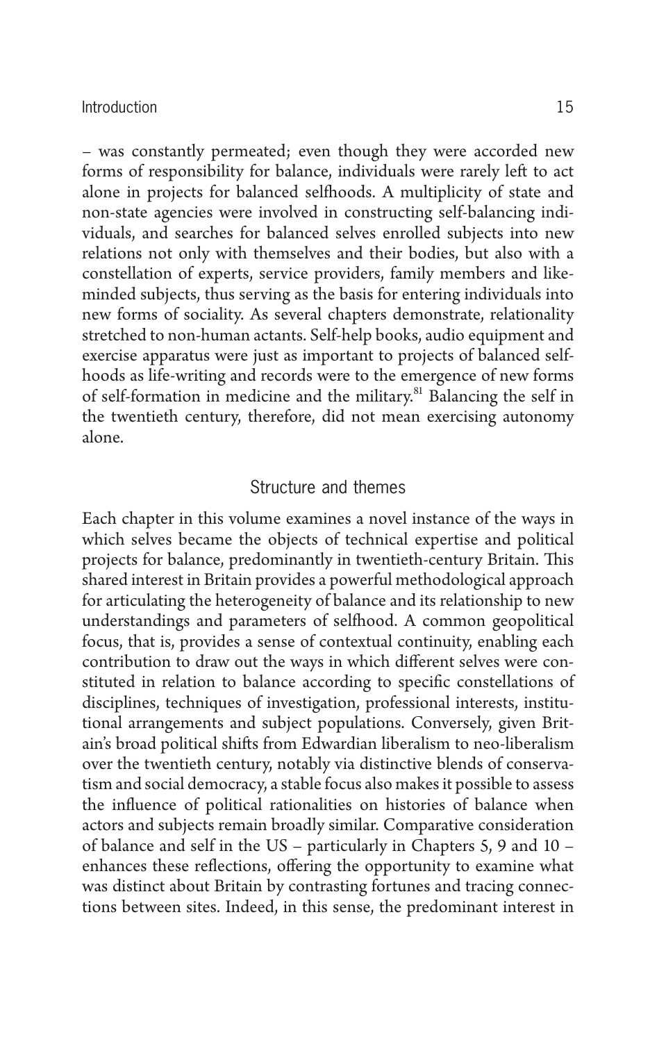– was constantly permeated; even though they were accorded new forms of responsibility for balance, individuals were rarely left to act alone in projects for balanced selfhoods. A multiplicity of state and non-state agencies were involved in constructing self-balancing individuals, and searches for balanced selves enrolled subjects into new relations not only with themselves and their bodies, but also with a constellation of experts, service providers, family members and like-minded subjects, thus serving as the basis for entering individuals into new forms of sociality. As several chapters demonstrate, relationality stretched to non-human actants. Self-help books, audio equipment and exercise apparatus were just as important to projects of balanced selfhoods as life-writing and records were to the emergence of new forms of self-formation in medicine and the military.[81] Balancing the self in the twentieth century, therefore, did not mean exercising autonomy alone.

## Structure and themes

Each chapter in this volume examines a novel instance of the ways in which selves became the objects of technical expertise and political projects for balance, predominantly in twentieth-century Britain. This shared interest in Britain provides a powerful methodological approach for articulating the heterogeneity of balance and its relationship to new understandings and parameters of selfhood. A common geopolitical focus, that is, provides a sense of contextual continuity, enabling each contribution to draw out the ways in which different selves were constituted in relation to balance according to specific constellations of disciplines, techniques of investigation, professional interests, institutional arrangements and subject populations. Conversely, given Britain's broad political shifts from Edwardian liberalism to neo-liberalism over the twentieth century, notably via distinctive blends of conservatism and social democracy, a stable focus also makes it possible to assess the influence of political rationalities on histories of balance when actors and subjects remain broadly similar. Comparative consideration of balance and self in the US – particularly in Chapters 5, 9 and 10 – enhances these reflections, offering the opportunity to examine what was distinct about Britain by contrasting fortunes and tracing connections between sites. Indeed, in this sense, the predominant interest in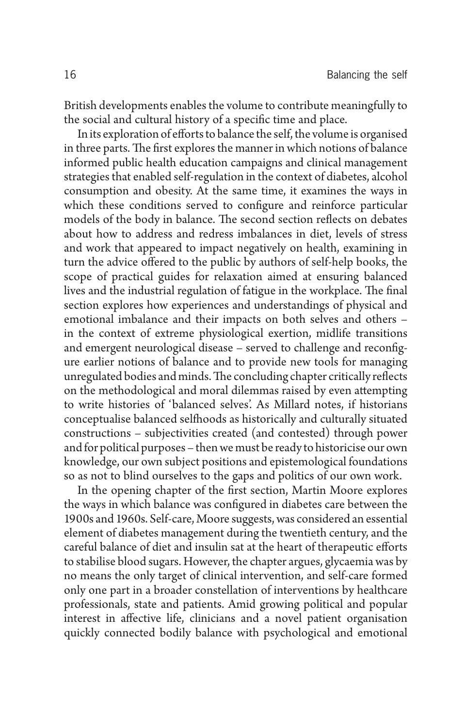British developments enables the volume to contribute meaningfully to the social and cultural history of a specific time and place.

In its exploration of efforts to balance the self, the volume is organised in three parts. The first explores the manner in which notions of balance informed public health education campaigns and clinical management strategies that enabled self-regulation in the context of diabetes, alcohol consumption and obesity. At the same time, it examines the ways in which these conditions served to configure and reinforce particular models of the body in balance. The second section reflects on debates about how to address and redress imbalances in diet, levels of stress and work that appeared to impact negatively on health, examining in turn the advice offered to the public by authors of self-help books, the scope of practical guides for relaxation aimed at ensuring balanced lives and the industrial regulation of fatigue in the workplace. The final section explores how experiences and understandings of physical and emotional imbalance and their impacts on both selves and others – in the context of extreme physiological exertion, midlife transitions and emergent neurological disease – served to challenge and reconfigure earlier notions of balance and to provide new tools for managing unregulated bodies and minds. The concluding chapter critically reflects on the methodological and moral dilemmas raised by even attempting to write histories of 'balanced selves'. As Millard notes, if historians conceptualise balanced selfhoods as historically and culturally situated constructions – subjectivities created (and contested) through power and for political purposes – then we must be ready to historicise our own knowledge, our own subject positions and epistemological foundations so as not to blind ourselves to the gaps and politics of our own work.

In the opening chapter of the first section, Martin Moore explores the ways in which balance was configured in diabetes care between the 1900s and 1960s. Self-care, Moore suggests, was considered an essential element of diabetes management during the twentieth century, and the careful balance of diet and insulin sat at the heart of therapeutic efforts to stabilise blood sugars. However, the chapter argues, glycaemia was by no means the only target of clinical intervention, and self-care formed only one part in a broader constellation of interventions by healthcare professionals, state and patients. Amid growing political and popular interest in affective life, clinicians and a novel patient organisation quickly connected bodily balance with psychological and emotional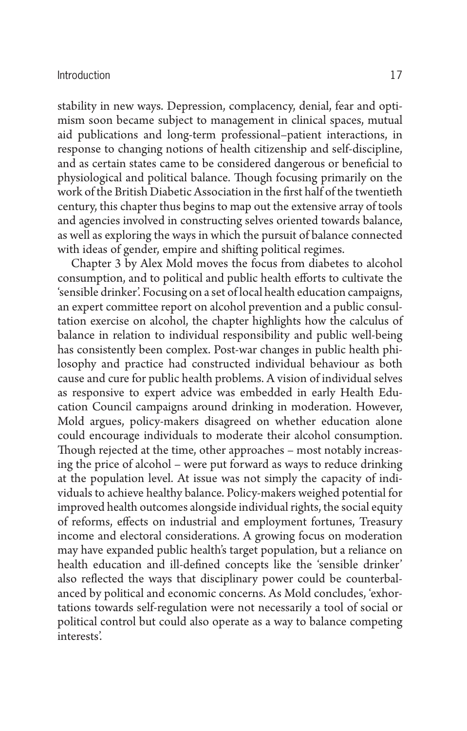stability in new ways. Depression, complacency, denial, fear and optimism soon became subject to management in clinical spaces, mutual aid publications and long-term professional–patient interactions, in response to changing notions of health citizenship and self-discipline, and as certain states came to be considered dangerous or beneficial to physiological and political balance. Though focusing primarily on the work of the British Diabetic Association in the first half of the twentieth century, this chapter thus begins to map out the extensive array of tools and agencies involved in constructing selves oriented towards balance, as well as exploring the ways in which the pursuit of balance connected with ideas of gender, empire and shifting political regimes.

Chapter 3 by Alex Mold moves the focus from diabetes to alcohol consumption, and to political and public health efforts to cultivate the 'sensible drinker'. Focusing on a set of local health education campaigns, an expert committee report on alcohol prevention and a public consultation exercise on alcohol, the chapter highlights how the calculus of balance in relation to individual responsibility and public well-being has consistently been complex. Post-war changes in public health philosophy and practice had constructed individual behaviour as both cause and cure for public health problems. A vision of individual selves as responsive to expert advice was embedded in early Health Education Council campaigns around drinking in moderation. However, Mold argues, policy-makers disagreed on whether education alone could encourage individuals to moderate their alcohol consumption. Though rejected at the time, other approaches – most notably increasing the price of alcohol – were put forward as ways to reduce drinking at the population level. At issue was not simply the capacity of individuals to achieve healthy balance. Policy-makers weighed potential for improved health outcomes alongside individual rights, the social equity of reforms, effects on industrial and employment fortunes, Treasury income and electoral considerations. A growing focus on moderation may have expanded public health's target population, but a reliance on health education and ill-defined concepts like the 'sensible drinker' also reflected the ways that disciplinary power could be counterbalanced by political and economic concerns. As Mold concludes, 'exhortations towards self-regulation were not necessarily a tool of social or political control but could also operate as a way to balance competing interests'.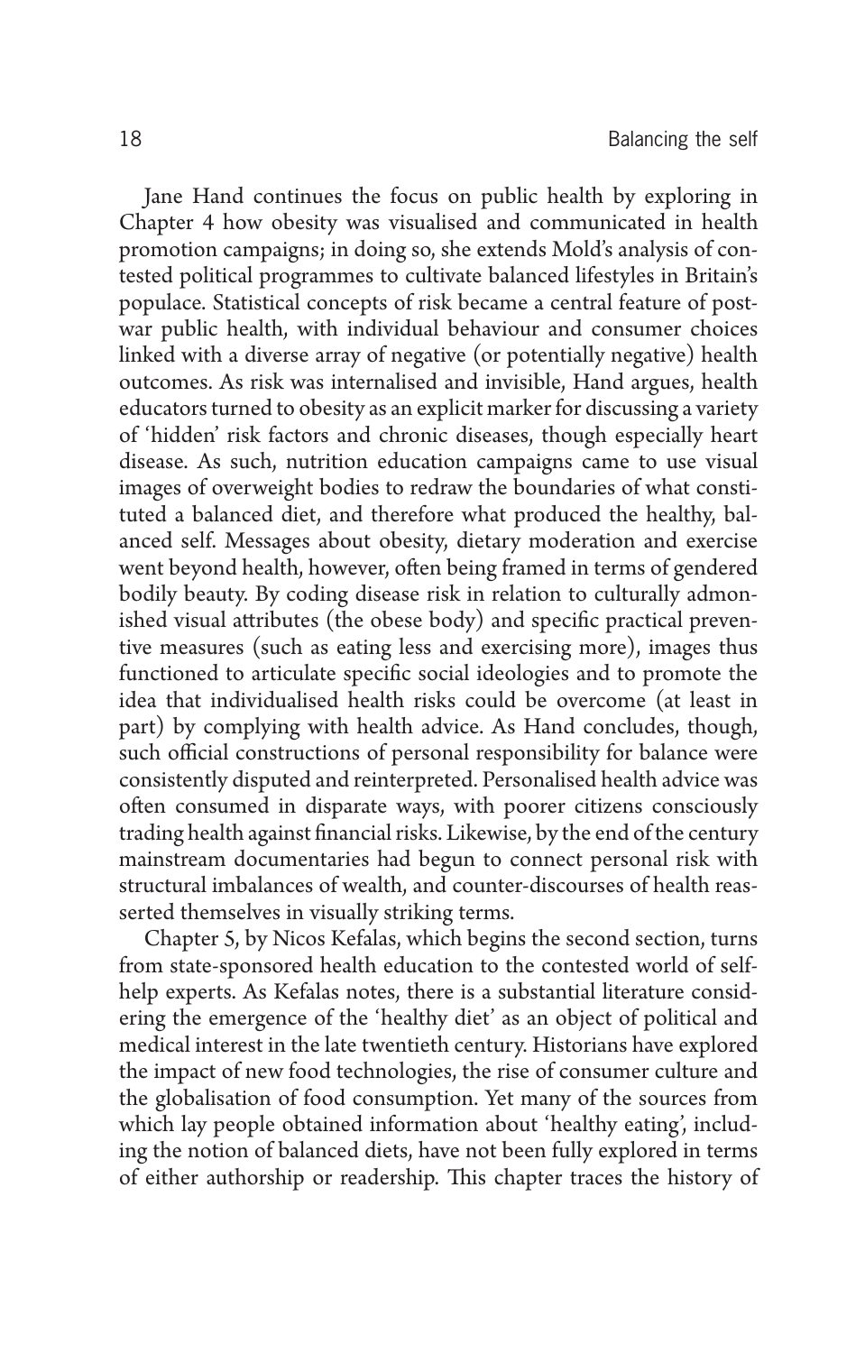Jane Hand continues the focus on public health by exploring in Chapter 4 how obesity was visualised and communicated in health promotion campaigns; in doing so, she extends Mold's analysis of contested political programmes to cultivate balanced lifestyles in Britain's populace. Statistical concepts of risk became a central feature of post-war public health, with individual behaviour and consumer choices linked with a diverse array of negative (or potentially negative) health outcomes. As risk was internalised and invisible, Hand argues, health educators turned to obesity as an explicit marker for discussing a variety of 'hidden' risk factors and chronic diseases, though especially heart disease. As such, nutrition education campaigns came to use visual images of overweight bodies to redraw the boundaries of what constituted a balanced diet, and therefore what produced the healthy, balanced self. Messages about obesity, dietary moderation and exercise went beyond health, however, often being framed in terms of gendered bodily beauty. By coding disease risk in relation to culturally admonished visual attributes (the obese body) and specific practical preventive measures (such as eating less and exercising more), images thus functioned to articulate specific social ideologies and to promote the idea that individualised health risks could be overcome (at least in part) by complying with health advice. As Hand concludes, though, such official constructions of personal responsibility for balance were consistently disputed and reinterpreted. Personalised health advice was often consumed in disparate ways, with poorer citizens consciously trading health against financial risks. Likewise, by the end of the century mainstream documentaries had begun to connect personal risk with structural imbalances of wealth, and counter-discourses of health reasserted themselves in visually striking terms.

Chapter 5, by Nicos Kefalas, which begins the second section, turns from state-sponsored health education to the contested world of self-help experts. As Kefalas notes, there is a substantial literature considering the emergence of the 'healthy diet' as an object of political and medical interest in the late twentieth century. Historians have explored the impact of new food technologies, the rise of consumer culture and the globalisation of food consumption. Yet many of the sources from which lay people obtained information about 'healthy eating', including the notion of balanced diets, have not been fully explored in terms of either authorship or readership. This chapter traces the history of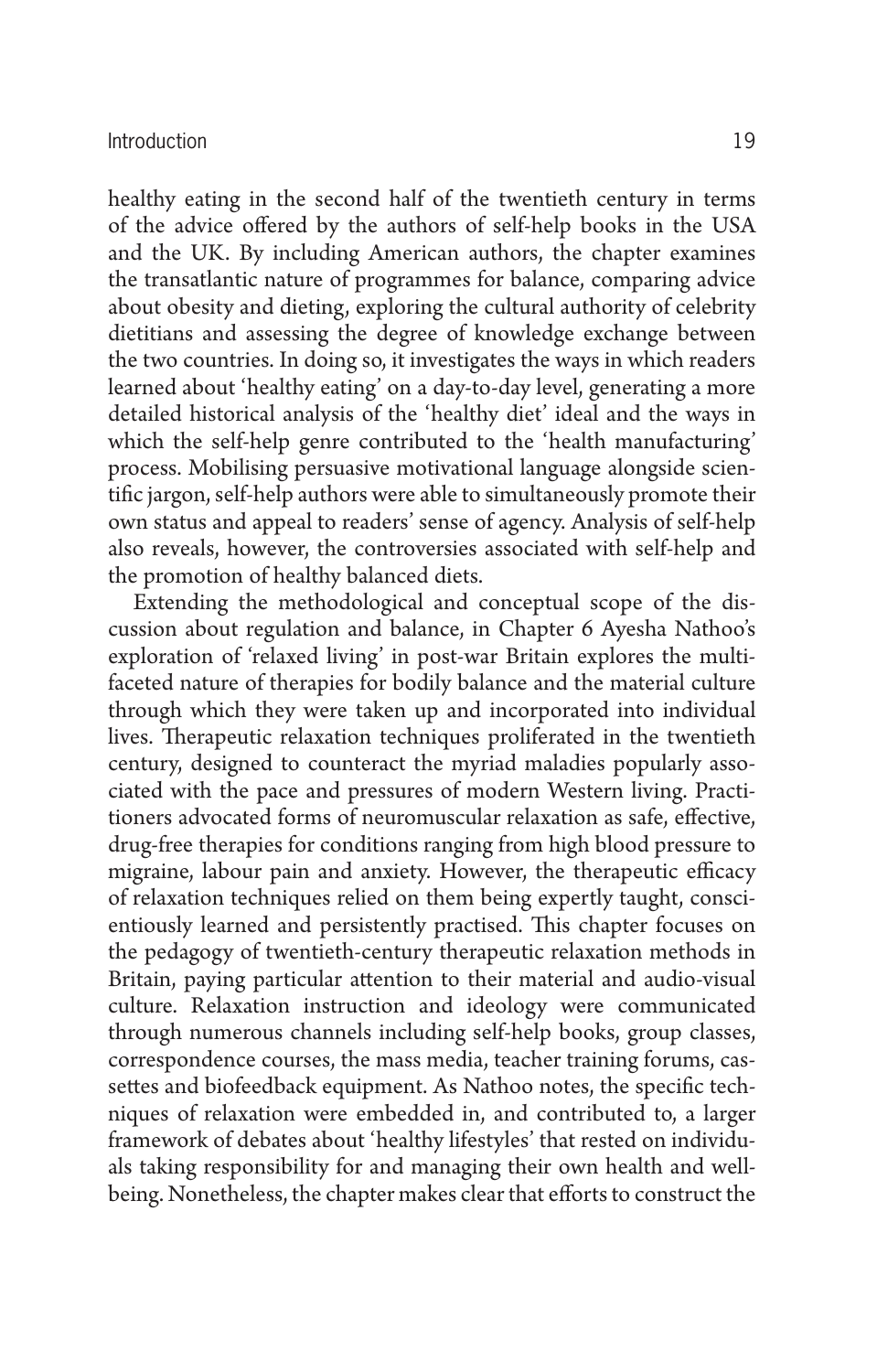healthy eating in the second half of the twentieth century in terms of the advice offered by the authors of self-help books in the USA and the UK. By including American authors, the chapter examines the transatlantic nature of programmes for balance, comparing advice about obesity and dieting, exploring the cultural authority of celebrity dietitians and assessing the degree of knowledge exchange between the two countries. In doing so, it investigates the ways in which readers learned about 'healthy eating' on a day-to-day level, generating a more detailed historical analysis of the 'healthy diet' ideal and the ways in which the self-help genre contributed to the 'health manufacturing' process. Mobilising persuasive motivational language alongside scientific jargon, self-help authors were able to simultaneously promote their own status and appeal to readers' sense of agency. Analysis of self-help also reveals, however, the controversies associated with self-help and the promotion of healthy balanced diets.

Extending the methodological and conceptual scope of the discussion about regulation and balance, in Chapter 6 Ayesha Nathoo's exploration of 'relaxed living' in post-war Britain explores the multifaceted nature of therapies for bodily balance and the material culture through which they were taken up and incorporated into individual lives. Therapeutic relaxation techniques proliferated in the twentieth century, designed to counteract the myriad maladies popularly associated with the pace and pressures of modern Western living. Practitioners advocated forms of neuromuscular relaxation as safe, effective, drug-free therapies for conditions ranging from high blood pressure to migraine, labour pain and anxiety. However, the therapeutic efficacy of relaxation techniques relied on them being expertly taught, conscientiously learned and persistently practised. This chapter focuses on the pedagogy of twentieth-century therapeutic relaxation methods in Britain, paying particular attention to their material and audio-visual culture. Relaxation instruction and ideology were communicated through numerous channels including self-help books, group classes, correspondence courses, the mass media, teacher training forums, cassettes and biofeedback equipment. As Nathoo notes, the specific techniques of relaxation were embedded in, and contributed to, a larger framework of debates about 'healthy lifestyles' that rested on individuals taking responsibility for and managing their own health and well-being. Nonetheless, the chapter makes clear that efforts to construct the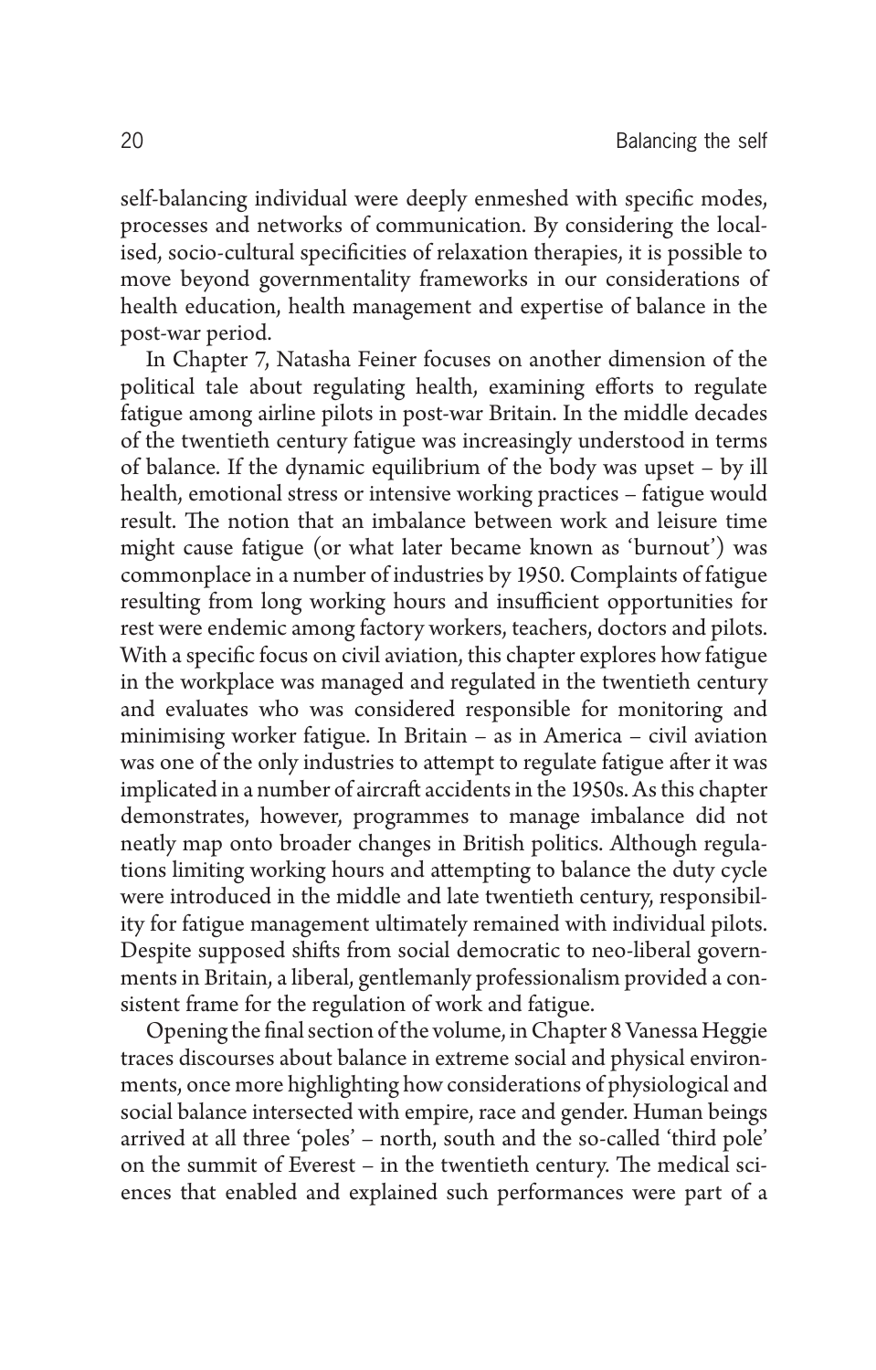self-balancing individual were deeply enmeshed with specific modes, processes and networks of communication. By considering the localised, socio-cultural specificities of relaxation therapies, it is possible to move beyond governmentality frameworks in our considerations of health education, health management and expertise of balance in the post-war period.

In Chapter 7, Natasha Feiner focuses on another dimension of the political tale about regulating health, examining efforts to regulate fatigue among airline pilots in post-war Britain. In the middle decades of the twentieth century fatigue was increasingly understood in terms of balance. If the dynamic equilibrium of the body was upset – by ill health, emotional stress or intensive working practices – fatigue would result. The notion that an imbalance between work and leisure time might cause fatigue (or what later became known as 'burnout') was commonplace in a number of industries by 1950. Complaints of fatigue resulting from long working hours and insufficient opportunities for rest were endemic among factory workers, teachers, doctors and pilots. With a specific focus on civil aviation, this chapter explores how fatigue in the workplace was managed and regulated in the twentieth century and evaluates who was considered responsible for monitoring and minimising worker fatigue. In Britain – as in America – civil aviation was one of the only industries to attempt to regulate fatigue after it was implicated in a number of aircraft accidents in the 1950s. As this chapter demonstrates, however, programmes to manage imbalance did not neatly map onto broader changes in British politics. Although regulations limiting working hours and attempting to balance the duty cycle were introduced in the middle and late twentieth century, responsibility for fatigue management ultimately remained with individual pilots. Despite supposed shifts from social democratic to neo-liberal governments in Britain, a liberal, gentlemanly professionalism provided a consistent frame for the regulation of work and fatigue.

Opening the final section of the volume, in Chapter 8 Vanessa Heggie traces discourses about balance in extreme social and physical environments, once more highlighting how considerations of physiological and social balance intersected with empire, race and gender. Human beings arrived at all three 'poles' – north, south and the so-called 'third pole' on the summit of Everest – in the twentieth century. The medical sciences that enabled and explained such performances were part of a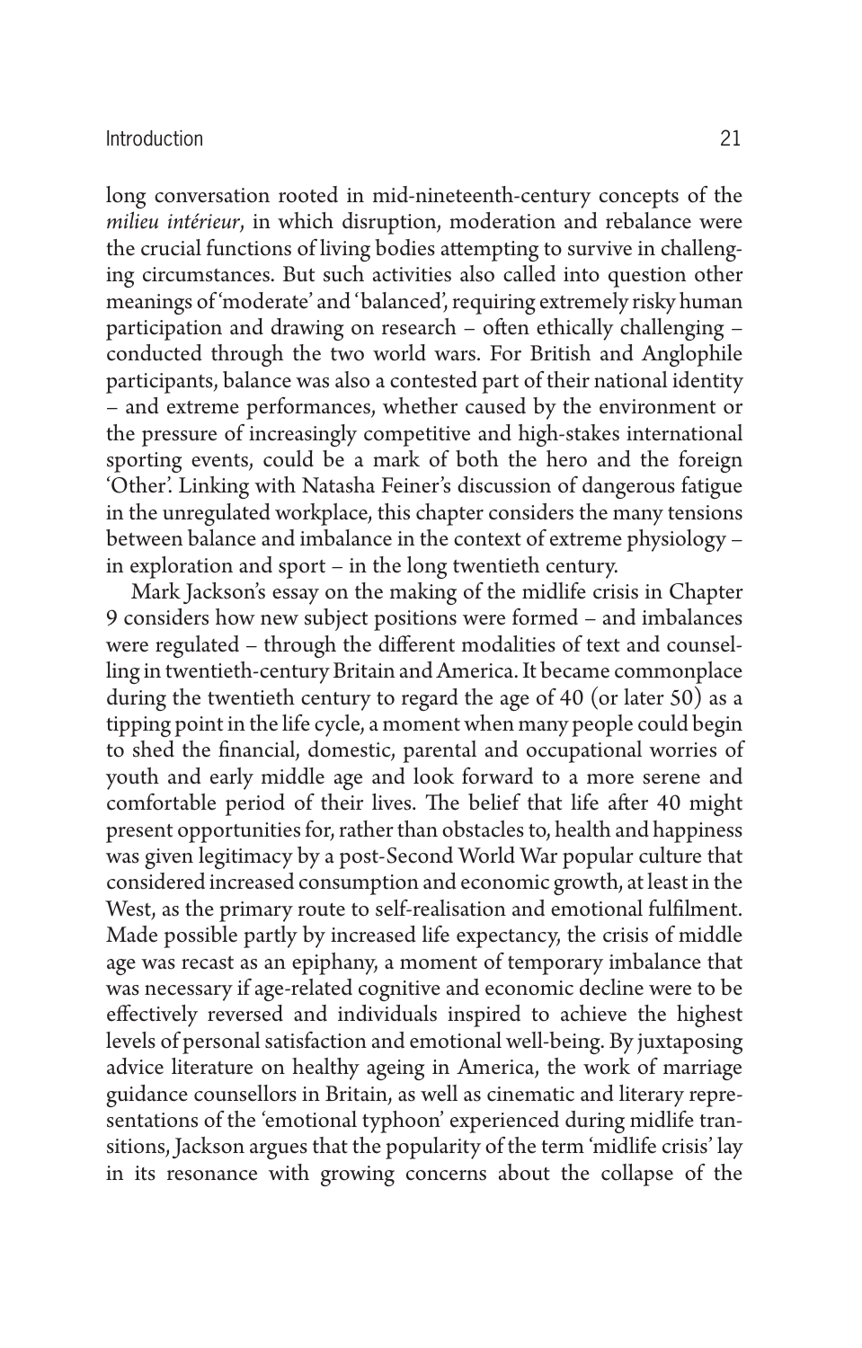long conversation rooted in mid-nineteenth-century concepts of the *milieu intérieur*, in which disruption, moderation and rebalance were the crucial functions of living bodies attempting to survive in challenging circumstances. But such activities also called into question other meanings of 'moderate' and 'balanced', requiring extremely risky human participation and drawing on research – often ethically challenging – conducted through the two world wars. For British and Anglophile participants, balance was also a contested part of their national identity – and extreme performances, whether caused by the environment or the pressure of increasingly competitive and high-stakes international sporting events, could be a mark of both the hero and the foreign 'Other'. Linking with Natasha Feiner's discussion of dangerous fatigue in the unregulated workplace, this chapter considers the many tensions between balance and imbalance in the context of extreme physiology – in exploration and sport – in the long twentieth century.

Mark Jackson's essay on the making of the midlife crisis in Chapter 9 considers how new subject positions were formed – and imbalances were regulated – through the different modalities of text and counselling in twentieth-century Britain and America. It became commonplace during the twentieth century to regard the age of 40 (or later 50) as a tipping point in the life cycle, a moment when many people could begin to shed the financial, domestic, parental and occupational worries of youth and early middle age and look forward to a more serene and comfortable period of their lives. The belief that life after 40 might present opportunities for, rather than obstacles to, health and happiness was given legitimacy by a post-Second World War popular culture that considered increased consumption and economic growth, at least in the West, as the primary route to self-realisation and emotional fulfilment. Made possible partly by increased life expectancy, the crisis of middle age was recast as an epiphany, a moment of temporary imbalance that was necessary if age-related cognitive and economic decline were to be effectively reversed and individuals inspired to achieve the highest levels of personal satisfaction and emotional well-being. By juxtaposing advice literature on healthy ageing in America, the work of marriage guidance counsellors in Britain, as well as cinematic and literary representations of the 'emotional typhoon' experienced during midlife transitions, Jackson argues that the popularity of the term 'midlife crisis' lay in its resonance with growing concerns about the collapse of the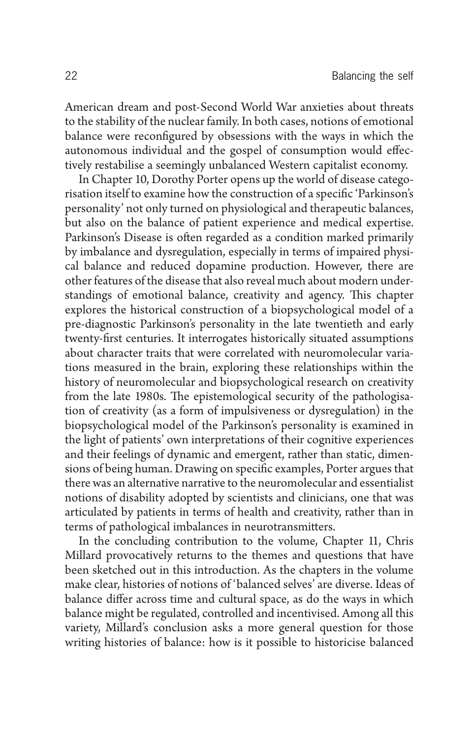American dream and post-Second World War anxieties about threats to the stability of the nuclear family. In both cases, notions of emotional balance were reconfigured by obsessions with the ways in which the autonomous individual and the gospel of consumption would effectively restabilise a seemingly unbalanced Western capitalist economy.

In Chapter 10, Dorothy Porter opens up the world of disease categorisation itself to examine how the construction of a specific 'Parkinson's personality' not only turned on physiological and therapeutic balances, but also on the balance of patient experience and medical expertise. Parkinson's Disease is often regarded as a condition marked primarily by imbalance and dysregulation, especially in terms of impaired physical balance and reduced dopamine production. However, there are other features of the disease that also reveal much about modern understandings of emotional balance, creativity and agency. This chapter explores the historical construction of a biopsychological model of a pre-diagnostic Parkinson's personality in the late twentieth and early twenty-first centuries. It interrogates historically situated assumptions about character traits that were correlated with neuromolecular variations measured in the brain, exploring these relationships within the history of neuromolecular and biopsychological research on creativity from the late 1980s. The epistemological security of the pathologisation of creativity (as a form of impulsiveness or dysregulation) in the biopsychological model of the Parkinson's personality is examined in the light of patients' own interpretations of their cognitive experiences and their feelings of dynamic and emergent, rather than static, dimensions of being human. Drawing on specific examples, Porter argues that there was an alternative narrative to the neuromolecular and essentialist notions of disability adopted by scientists and clinicians, one that was articulated by patients in terms of health and creativity, rather than in terms of pathological imbalances in neurotransmitters.

In the concluding contribution to the volume, Chapter 11, Chris Millard provocatively returns to the themes and questions that have been sketched out in this introduction. As the chapters in the volume make clear, histories of notions of 'balanced selves' are diverse. Ideas of balance differ across time and cultural space, as do the ways in which balance might be regulated, controlled and incentivised. Among all this variety, Millard's conclusion asks a more general question for those writing histories of balance: how is it possible to historicise balanced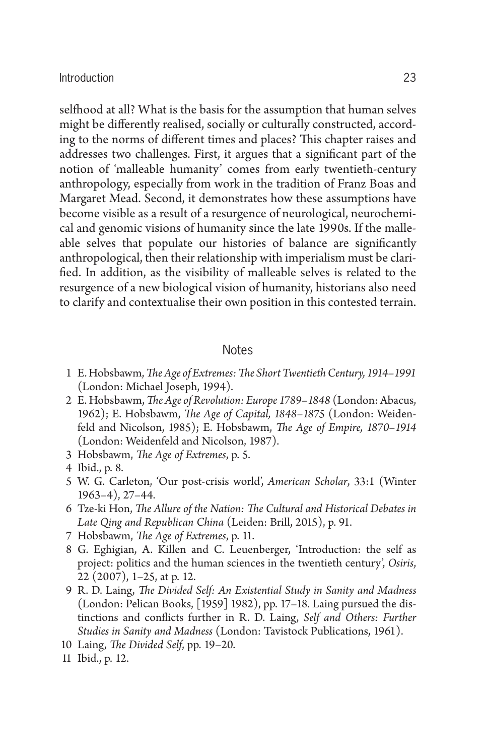selfhood at all? What is the basis for the assumption that human selves might be differently realised, socially or culturally constructed, according to the norms of different times and places? This chapter raises and addresses two challenges. First, it argues that a significant part of the notion of 'malleable humanity' comes from early twentieth-century anthropology, especially from work in the tradition of Franz Boas and Margaret Mead. Second, it demonstrates how these assumptions have become visible as a result of a resurgence of neurological, neurochemical and genomic visions of humanity since the late 1990s. If the malleable selves that populate our histories of balance are significantly anthropological, then their relationship with imperialism must be clarified. In addition, as the visibility of malleable selves is related to the resurgence of a new biological vision of humanity, historians also need to clarify and contextualise their own position in this contested terrain.

## Notes

1. E. Hobsbawm, *The Age of Extremes: The Short Twentieth Century, 1914–1991* (London: Michael Joseph, 1994).
2. E. Hobsbawm, *The Age of Revolution: Europe 1789–1848* (London: Abacus, 1962); E. Hobsbawm, *The Age of Capital, 1848–1875* (London: Weidenfeld and Nicolson, 1985); E. Hobsbawm, *The Age of Empire, 1870–1914* (London: Weidenfeld and Nicolson, 1987).
3. Hobsbawm, *The Age of Extremes*, p. 5.
4. Ibid., p. 8.
5. W. G. Carleton, 'Our post-crisis world', *American Scholar*, 33:1 (Winter 1963–4), 27–44.
6. Tze-ki Hon, *The Allure of the Nation: The Cultural and Historical Debates in Late Qing and Republican China* (Leiden: Brill, 2015), p. 91.
7. Hobsbawm, *The Age of Extremes*, p. 11.
8. G. Eghigian, A. Killen and C. Leuenberger, 'Introduction: the self as project: politics and the human sciences in the twentieth century', *Osiris*, 22 (2007), 1–25, at p. 12.
9. R. D. Laing, *The Divided Self: An Existential Study in Sanity and Madness* (London: Pelican Books, [1959] 1982), pp. 17–18. Laing pursued the distinctions and conflicts further in R. D. Laing, *Self and Others: Further Studies in Sanity and Madness* (London: Tavistock Publications, 1961).
10. Laing, *The Divided Self*, pp. 19–20.
11. Ibid., p. 12.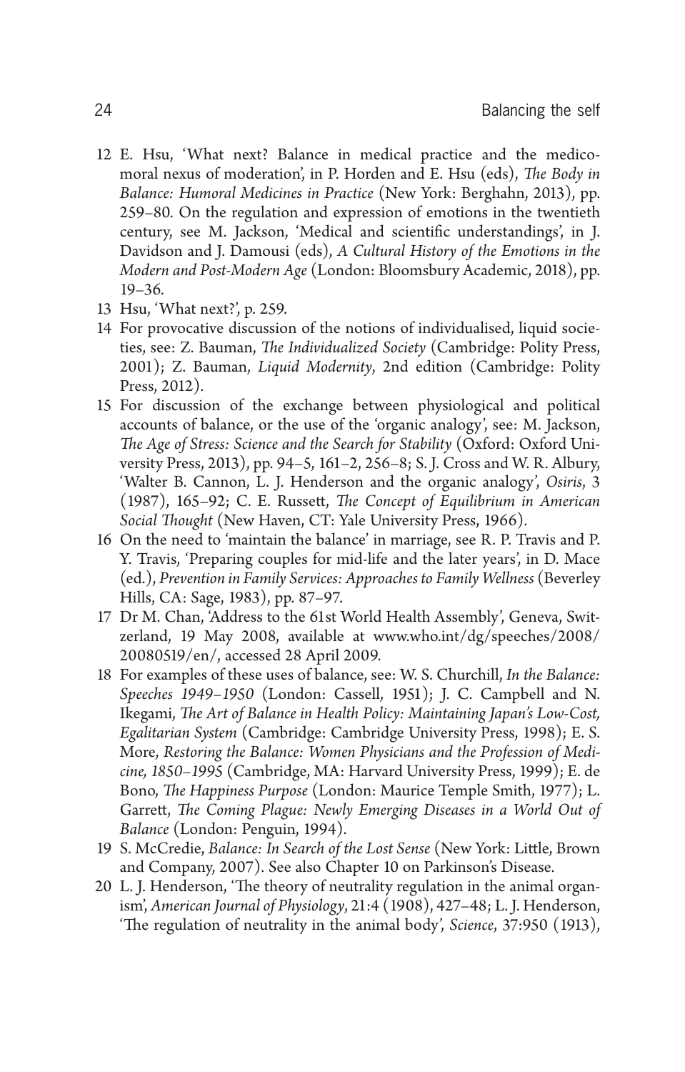12 E. Hsu, 'What next? Balance in medical practice and the medico-moral nexus of moderation', in P. Horden and E. Hsu (eds), *The Body in Balance: Humoral Medicines in Practice* (New York: Berghahn, 2013), pp. 259–80. On the regulation and expression of emotions in the twentieth century, see M. Jackson, 'Medical and scientific understandings', in J. Davidson and J. Damousi (eds), *A Cultural History of the Emotions in the Modern and Post-Modern Age* (London: Bloomsbury Academic, 2018), pp. 19–36.

13 Hsu, 'What next?', p. 259.

14 For provocative discussion of the notions of individualised, liquid societies, see: Z. Bauman, *The Individualized Society* (Cambridge: Polity Press, 2001); Z. Bauman, *Liquid Modernity*, 2nd edition (Cambridge: Polity Press, 2012).

15 For discussion of the exchange between physiological and political accounts of balance, or the use of the 'organic analogy', see: M. Jackson, *The Age of Stress: Science and the Search for Stability* (Oxford: Oxford University Press, 2013), pp. 94–5, 161–2, 256–8; S. J. Cross and W. R. Albury, 'Walter B. Cannon, L. J. Henderson and the organic analogy', *Osiris*, 3 (1987), 165–92; C. E. Russett, *The Concept of Equilibrium in American Social Thought* (New Haven, CT: Yale University Press, 1966).

16 On the need to 'maintain the balance' in marriage, see R. P. Travis and P. Y. Travis, 'Preparing couples for mid-life and the later years', in D. Mace (ed.), *Prevention in Family Services: Approaches to Family Wellness* (Beverley Hills, CA: Sage, 1983), pp. 87–97.

17 Dr M. Chan, 'Address to the 61st World Health Assembly', Geneva, Switzerland, 19 May 2008, available at www.who.int/dg/speeches/2008/20080519/en/, accessed 28 April 2009.

18 For examples of these uses of balance, see: W. S. Churchill, *In the Balance: Speeches 1949–1950* (London: Cassell, 1951); J. C. Campbell and N. Ikegami, *The Art of Balance in Health Policy: Maintaining Japan's Low-Cost, Egalitarian System* (Cambridge: Cambridge University Press, 1998); E. S. More, *Restoring the Balance: Women Physicians and the Profession of Medicine, 1850–1995* (Cambridge, MA: Harvard University Press, 1999); E. de Bono, *The Happiness Purpose* (London: Maurice Temple Smith, 1977); L. Garrett, *The Coming Plague: Newly Emerging Diseases in a World Out of Balance* (London: Penguin, 1994).

19 S. McCredie, *Balance: In Search of the Lost Sense* (New York: Little, Brown and Company, 2007). See also Chapter 10 on Parkinson's Disease.

20 L. J. Henderson, 'The theory of neutrality regulation in the animal organism', *American Journal of Physiology*, 21:4 (1908), 427–48; L. J. Henderson, 'The regulation of neutrality in the animal body', *Science*, 37:950 (1913),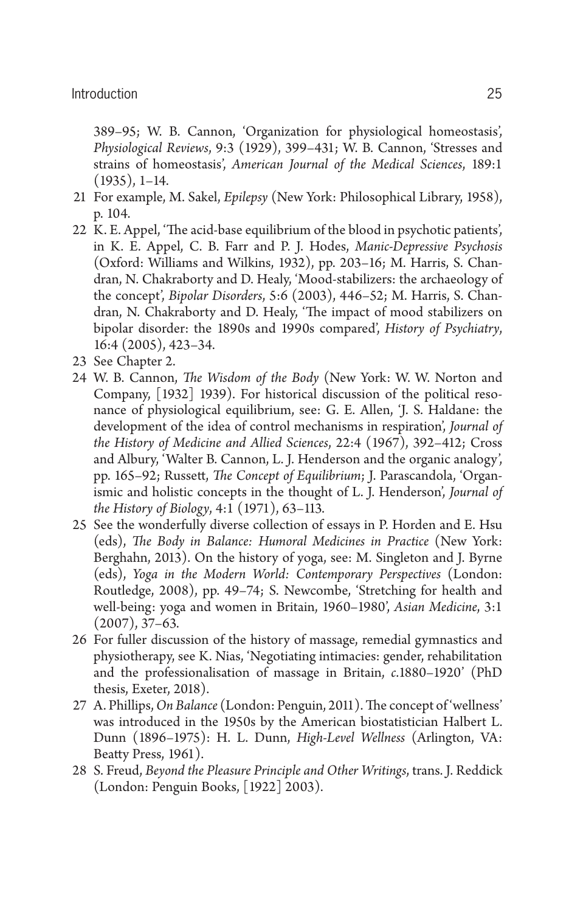389–95; W. B. Cannon, 'Organization for physiological homeostasis', *Physiological Reviews*, 9:3 (1929), 399–431; W. B. Cannon, 'Stresses and strains of homeostasis', *American Journal of the Medical Sciences*, 189:1 (1935), 1–14.

21 For example, M. Sakel, *Epilepsy* (New York: Philosophical Library, 1958), p. 104.

22 K. E. Appel, 'The acid-base equilibrium of the blood in psychotic patients', in K. E. Appel, C. B. Farr and P. J. Hodes, *Manic-Depressive Psychosis* (Oxford: Williams and Wilkins, 1932), pp. 203–16; M. Harris, S. Chandran, N. Chakraborty and D. Healy, 'Mood-stabilizers: the archaeology of the concept', *Bipolar Disorders*, 5:6 (2003), 446–52; M. Harris, S. Chandran, N. Chakraborty and D. Healy, 'The impact of mood stabilizers on bipolar disorder: the 1890s and 1990s compared', *History of Psychiatry*, 16:4 (2005), 423–34.

23 See Chapter 2.

24 W. B. Cannon, *The Wisdom of the Body* (New York: W. W. Norton and Company, [1932] 1939). For historical discussion of the political resonance of physiological equilibrium, see: G. E. Allen, 'J. S. Haldane: the development of the idea of control mechanisms in respiration', *Journal of the History of Medicine and Allied Sciences*, 22:4 (1967), 392–412; Cross and Albury, 'Walter B. Cannon, L. J. Henderson and the organic analogy', pp. 165–92; Russett, *The Concept of Equilibrium*; J. Parascandola, 'Organismic and holistic concepts in the thought of L. J. Henderson', *Journal of the History of Biology*, 4:1 (1971), 63–113.

25 See the wonderfully diverse collection of essays in P. Horden and E. Hsu (eds), *The Body in Balance: Humoral Medicines in Practice* (New York: Berghahn, 2013). On the history of yoga, see: M. Singleton and J. Byrne (eds), *Yoga in the Modern World: Contemporary Perspectives* (London: Routledge, 2008), pp. 49–74; S. Newcombe, 'Stretching for health and well-being: yoga and women in Britain, 1960–1980', *Asian Medicine*, 3:1 (2007), 37–63.

26 For fuller discussion of the history of massage, remedial gymnastics and physiotherapy, see K. Nias, 'Negotiating intimacies: gender, rehabilitation and the professionalisation of massage in Britain, *c*.1880–1920' (PhD thesis, Exeter, 2018).

27 A. Phillips, *On Balance* (London: Penguin, 2011). The concept of 'wellness' was introduced in the 1950s by the American biostatistician Halbert L. Dunn (1896–1975): H. L. Dunn, *High-Level Wellness* (Arlington, VA: Beatty Press, 1961).

28 S. Freud, *Beyond the Pleasure Principle and Other Writings*, trans. J. Reddick (London: Penguin Books, [1922] 2003).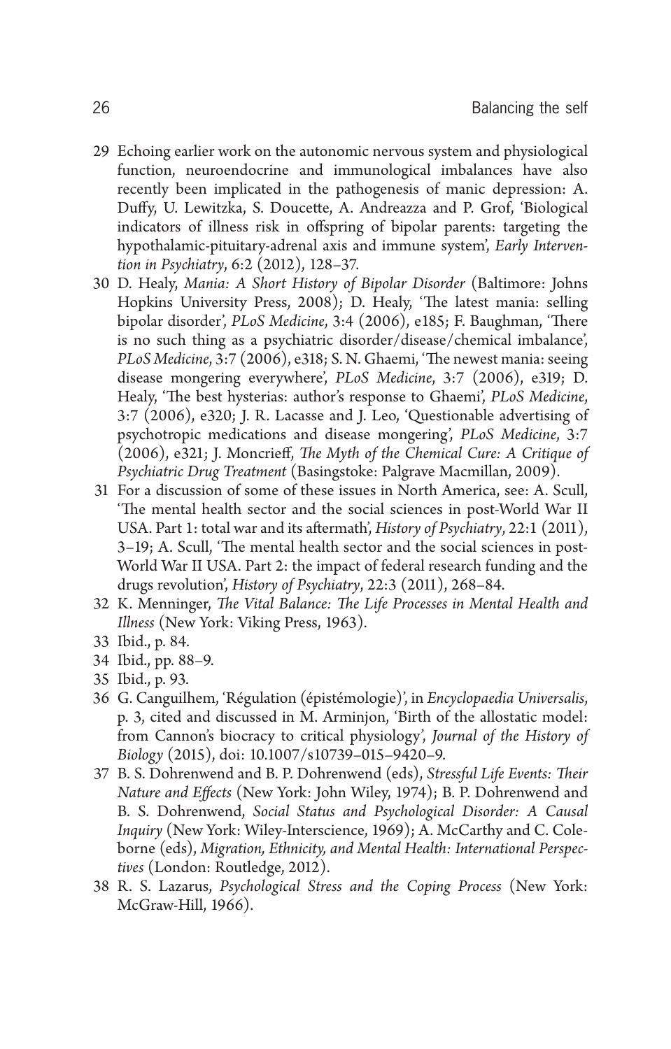29 Echoing earlier work on the autonomic nervous system and physiological function, neuroendocrine and immunological imbalances have also recently been implicated in the pathogenesis of manic depression: A. Duffy, U. Lewitzka, S. Doucette, A. Andreazza and P. Grof, 'Biological indicators of illness risk in offspring of bipolar parents: targeting the hypothalamic-pituitary-adrenal axis and immune system', *Early Intervention in Psychiatry*, 6:2 (2012), 128–37.

30 D. Healy, *Mania: A Short History of Bipolar Disorder* (Baltimore: Johns Hopkins University Press, 2008); D. Healy, 'The latest mania: selling bipolar disorder', *PLoS Medicine*, 3:4 (2006), e185; F. Baughman, 'There is no such thing as a psychiatric disorder/disease/chemical imbalance', *PLoS Medicine*, 3:7 (2006), e318; S. N. Ghaemi, 'The newest mania: seeing disease mongering everywhere', *PLoS Medicine*, 3:7 (2006), e319; D. Healy, 'The best hysterias: author's response to Ghaemi', *PLoS Medicine*, 3:7 (2006), e320; J. R. Lacasse and J. Leo, 'Questionable advertising of psychotropic medications and disease mongering', *PLoS Medicine*, 3:7 (2006), e321; J. Moncrieff, *The Myth of the Chemical Cure: A Critique of Psychiatric Drug Treatment* (Basingstoke: Palgrave Macmillan, 2009).

31 For a discussion of some of these issues in North America, see: A. Scull, 'The mental health sector and the social sciences in post-World War II USA. Part 1: total war and its aftermath', *History of Psychiatry*, 22:1 (2011), 3–19; A. Scull, 'The mental health sector and the social sciences in post-World War II USA. Part 2: the impact of federal research funding and the drugs revolution', *History of Psychiatry*, 22:3 (2011), 268–84.

32 K. Menninger, *The Vital Balance: The Life Processes in Mental Health and Illness* (New York: Viking Press, 1963).

33 Ibid., p. 84.

34 Ibid., pp. 88–9.

35 Ibid., p. 93.

36 G. Canguilhem, 'Régulation (épistémologie)', in *Encyclopaedia Universalis*, p. 3, cited and discussed in M. Arminjon, 'Birth of the allostatic model: from Cannon's biocracy to critical physiology', *Journal of the History of Biology* (2015), doi: 10.1007/s10739–015–9420–9.

37 B. S. Dohrenwend and B. P. Dohrenwend (eds), *Stressful Life Events: Their Nature and Effects* (New York: John Wiley, 1974); B. P. Dohrenwend and B. S. Dohrenwend, *Social Status and Psychological Disorder: A Causal Inquiry* (New York: Wiley-Interscience, 1969); A. McCarthy and C. Coleborne (eds), *Migration, Ethnicity, and Mental Health: International Perspectives* (London: Routledge, 2012).

38 R. S. Lazarus, *Psychological Stress and the Coping Process* (New York: McGraw-Hill, 1966).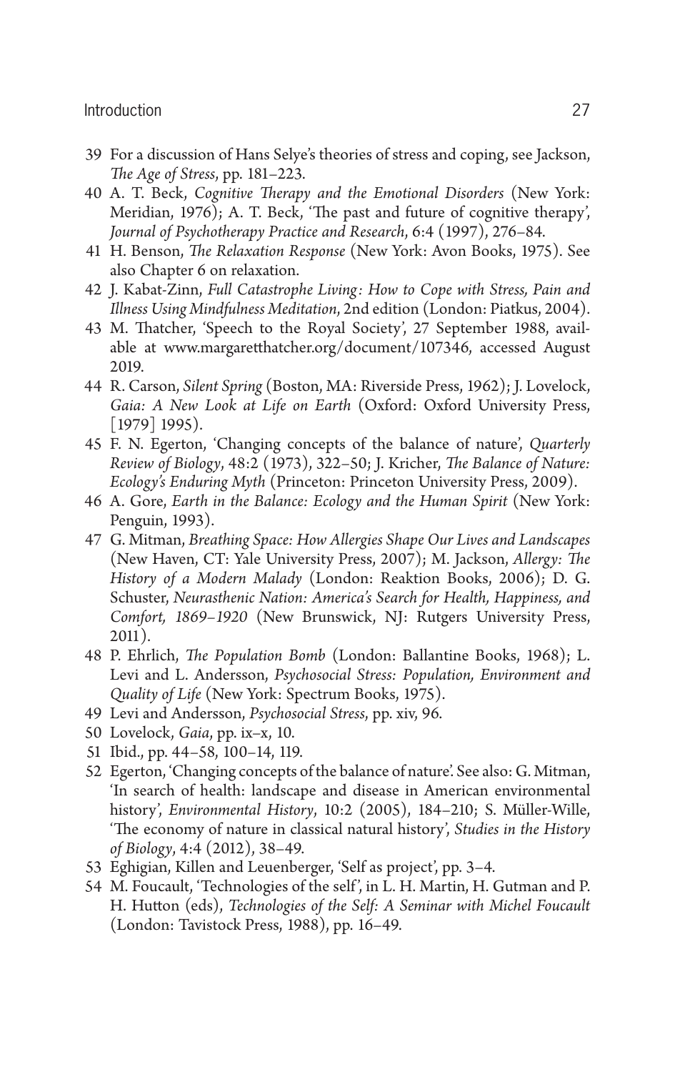39 For a discussion of Hans Selye's theories of stress and coping, see Jackson, *The Age of Stress*, pp. 181–223.

40 A. T. Beck, *Cognitive Therapy and the Emotional Disorders* (New York: Meridian, 1976); A. T. Beck, 'The past and future of cognitive therapy', *Journal of Psychotherapy Practice and Research*, 6:4 (1997), 276–84.

41 H. Benson, *The Relaxation Response* (New York: Avon Books, 1975). See also Chapter 6 on relaxation.

42 J. Kabat-Zinn, *Full Catastrophe Living: How to Cope with Stress, Pain and Illness Using Mindfulness Meditation*, 2nd edition (London: Piatkus, 2004).

43 M. Thatcher, 'Speech to the Royal Society', 27 September 1988, available at www.margaretthatcher.org/document/107346, accessed August 2019.

44 R. Carson, *Silent Spring* (Boston, MA: Riverside Press, 1962); J. Lovelock, *Gaia: A New Look at Life on Earth* (Oxford: Oxford University Press, [1979] 1995).

45 F. N. Egerton, 'Changing concepts of the balance of nature', *Quarterly Review of Biology*, 48:2 (1973), 322–50; J. Kricher, *The Balance of Nature: Ecology's Enduring Myth* (Princeton: Princeton University Press, 2009).

46 A. Gore, *Earth in the Balance: Ecology and the Human Spirit* (New York: Penguin, 1993).

47 G. Mitman, *Breathing Space: How Allergies Shape Our Lives and Landscapes* (New Haven, CT: Yale University Press, 2007); M. Jackson, *Allergy: The History of a Modern Malady* (London: Reaktion Books, 2006); D. G. Schuster, *Neurasthenic Nation: America's Search for Health, Happiness, and Comfort, 1869–1920* (New Brunswick, NJ: Rutgers University Press, 2011).

48 P. Ehrlich, *The Population Bomb* (London: Ballantine Books, 1968); L. Levi and L. Andersson, *Psychosocial Stress: Population, Environment and Quality of Life* (New York: Spectrum Books, 1975).

49 Levi and Andersson, *Psychosocial Stress*, pp. xiv, 96.

50 Lovelock, *Gaia*, pp. ix–x, 10.

51 Ibid., pp. 44–58, 100–14, 119.

52 Egerton, 'Changing concepts of the balance of nature'. See also: G. Mitman, 'In search of health: landscape and disease in American environmental history', *Environmental History*, 10:2 (2005), 184–210; S. Müller-Wille, 'The economy of nature in classical natural history', *Studies in the History of Biology*, 4:4 (2012), 38–49.

53 Eghigian, Killen and Leuenberger, 'Self as project', pp. 3–4.

54 M. Foucault, 'Technologies of the self', in L. H. Martin, H. Gutman and P. H. Hutton (eds), *Technologies of the Self: A Seminar with Michel Foucault* (London: Tavistock Press, 1988), pp. 16–49.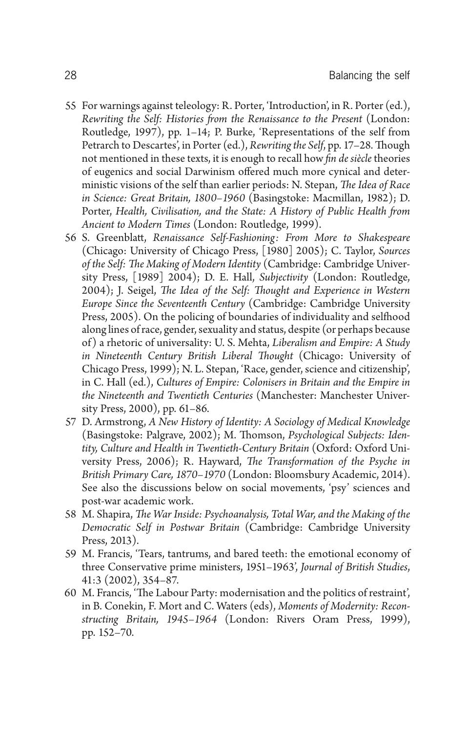55 For warnings against teleology: R. Porter, 'Introduction', in R. Porter (ed.), *Rewriting the Self: Histories from the Renaissance to the Present* (London: Routledge, 1997), pp. 1–14; P. Burke, 'Representations of the self from Petrarch to Descartes', in Porter (ed.), *Rewriting the Self*, pp. 17–28. Though not mentioned in these texts, it is enough to recall how *fin de siècle* theories of eugenics and social Darwinism offered much more cynical and deterministic visions of the self than earlier periods: N. Stepan, *The Idea of Race in Science: Great Britain, 1800–1960* (Basingstoke: Macmillan, 1982); D. Porter, *Health, Civilisation, and the State: A History of Public Health from Ancient to Modern Times* (London: Routledge, 1999).

56 S. Greenblatt, *Renaissance Self-Fashioning: From More to Shakespeare* (Chicago: University of Chicago Press, [1980] 2005); C. Taylor, *Sources of the Self: The Making of Modern Identity* (Cambridge: Cambridge University Press, [1989] 2004); D. E. Hall, *Subjectivity* (London: Routledge, 2004); J. Seigel, *The Idea of the Self: Thought and Experience in Western Europe Since the Seventeenth Century* (Cambridge: Cambridge University Press, 2005). On the policing of boundaries of individuality and selfhood along lines of race, gender, sexuality and status, despite (or perhaps because of) a rhetoric of universality: U. S. Mehta, *Liberalism and Empire: A Study in Nineteenth Century British Liberal Thought* (Chicago: University of Chicago Press, 1999); N. L. Stepan, 'Race, gender, science and citizenship', in C. Hall (ed.), *Cultures of Empire: Colonisers in Britain and the Empire in the Nineteenth and Twentieth Centuries* (Manchester: Manchester University Press, 2000), pp. 61–86.

57 D. Armstrong, *A New History of Identity: A Sociology of Medical Knowledge* (Basingstoke: Palgrave, 2002); M. Thomson, *Psychological Subjects: Identity, Culture and Health in Twentieth-Century Britain* (Oxford: Oxford University Press, 2006); R. Hayward, *The Transformation of the Psyche in British Primary Care, 1870–1970* (London: Bloomsbury Academic, 2014). See also the discussions below on social movements, 'psy' sciences and post-war academic work.

58 M. Shapira, *The War Inside: Psychoanalysis, Total War, and the Making of the Democratic Self in Postwar Britain* (Cambridge: Cambridge University Press, 2013).

59 M. Francis, 'Tears, tantrums, and bared teeth: the emotional economy of three Conservative prime ministers, 1951–1963', *Journal of British Studies*, 41:3 (2002), 354–87.

60 M. Francis, 'The Labour Party: modernisation and the politics of restraint', in B. Conekin, F. Mort and C. Waters (eds), *Moments of Modernity: Reconstructing Britain, 1945–1964* (London: Rivers Oram Press, 1999), pp. 152–70.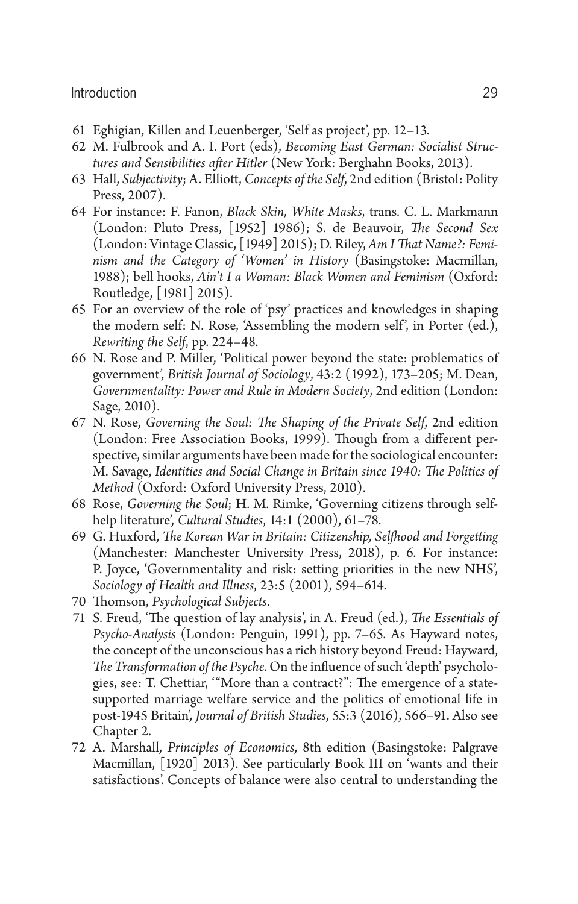61 Eghigian, Killen and Leuenberger, 'Self as project', pp. 12–13.

62 M. Fulbrook and A. I. Port (eds), *Becoming East German: Socialist Structures and Sensibilities after Hitler* (New York: Berghahn Books, 2013).

63 Hall, *Subjectivity*; A. Elliott, *Concepts of the Self*, 2nd edition (Bristol: Polity Press, 2007).

64 For instance: F. Fanon, *Black Skin, White Masks*, trans. C. L. Markmann (London: Pluto Press, [1952] 1986); S. de Beauvoir, *The Second Sex* (London: Vintage Classic, [1949] 2015); D. Riley, *Am I That Name?: Feminism and the Category of 'Women' in History* (Basingstoke: Macmillan, 1988); bell hooks, *Ain't I a Woman: Black Women and Feminism* (Oxford: Routledge, [1981] 2015).

65 For an overview of the role of 'psy' practices and knowledges in shaping the modern self: N. Rose, 'Assembling the modern self', in Porter (ed.), *Rewriting the Self*, pp. 224–48.

66 N. Rose and P. Miller, 'Political power beyond the state: problematics of government', *British Journal of Sociology*, 43:2 (1992), 173–205; M. Dean, *Governmentality: Power and Rule in Modern Society*, 2nd edition (London: Sage, 2010).

67 N. Rose, *Governing the Soul: The Shaping of the Private Self*, 2nd edition (London: Free Association Books, 1999). Though from a different perspective, similar arguments have been made for the sociological encounter: M. Savage, *Identities and Social Change in Britain since 1940: The Politics of Method* (Oxford: Oxford University Press, 2010).

68 Rose, *Governing the Soul*; H. M. Rimke, 'Governing citizens through self-help literature', *Cultural Studies*, 14:1 (2000), 61–78.

69 G. Huxford, *The Korean War in Britain: Citizenship, Selfhood and Forgetting* (Manchester: Manchester University Press, 2018), p. 6. For instance: P. Joyce, 'Governmentality and risk: setting priorities in the new NHS', *Sociology of Health and Illness*, 23:5 (2001), 594–614.

70 Thomson, *Psychological Subjects*.

71 S. Freud, 'The question of lay analysis', in A. Freud (ed.), *The Essentials of Psycho-Analysis* (London: Penguin, 1991), pp. 7–65. As Hayward notes, the concept of the unconscious has a rich history beyond Freud: Hayward, *The Transformation of the Psyche*. On the influence of such 'depth' psychologies, see: T. Chettiar, '"More than a contract?": The emergence of a state-supported marriage welfare service and the politics of emotional life in post-1945 Britain', *Journal of British Studies*, 55:3 (2016), 566–91. Also see Chapter 2.

72 A. Marshall, *Principles of Economics*, 8th edition (Basingstoke: Palgrave Macmillan, [1920] 2013). See particularly Book III on 'wants and their satisfactions'. Concepts of balance were also central to understanding the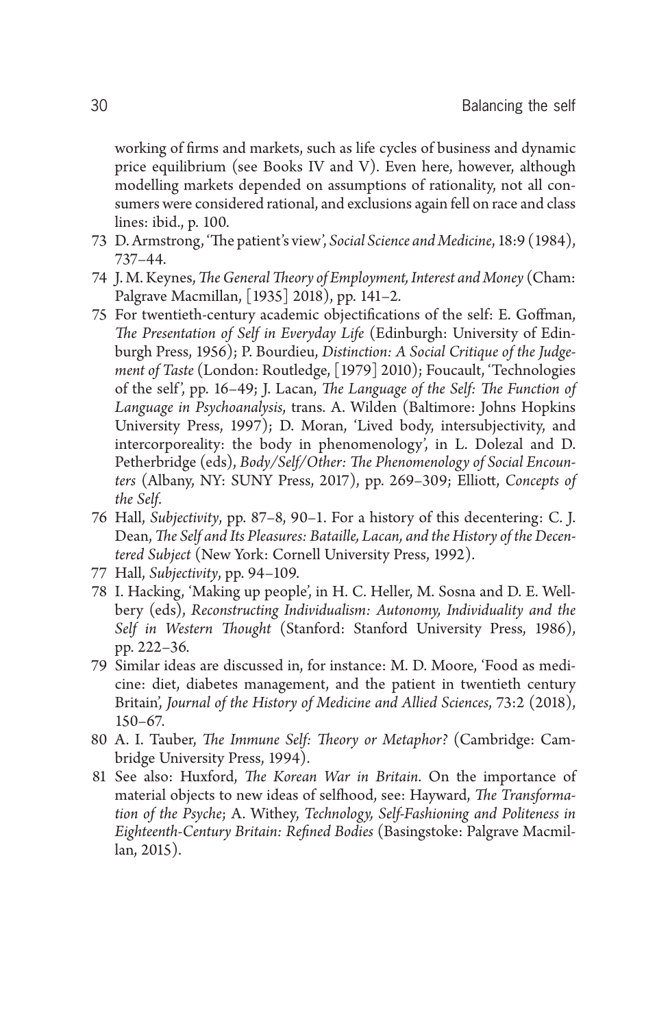working of firms and markets, such as life cycles of business and dynamic price equilibrium (see Books IV and V). Even here, however, although modelling markets depended on assumptions of rationality, not all consumers were considered rational, and exclusions again fell on race and class lines: ibid., p. 100.

73 D. Armstrong, 'The patient's view', *Social Science and Medicine*, 18:9 (1984), 737–44.

74 J. M. Keynes, *The General Theory of Employment, Interest and Money* (Cham: Palgrave Macmillan, [1935] 2018), pp. 141–2.

75 For twentieth-century academic objectifications of the self: E. Goffman, *The Presentation of Self in Everyday Life* (Edinburgh: University of Edinburgh Press, 1956); P. Bourdieu, *Distinction: A Social Critique of the Judgement of Taste* (London: Routledge, [1979] 2010); Foucault, 'Technologies of the self', pp. 16–49; J. Lacan, *The Language of the Self: The Function of Language in Psychoanalysis*, trans. A. Wilden (Baltimore: Johns Hopkins University Press, 1997); D. Moran, 'Lived body, intersubjectivity, and intercorporeality: the body in phenomenology', in L. Dolezal and D. Petherbridge (eds), *Body/Self/Other: The Phenomenology of Social Encounters* (Albany, NY: SUNY Press, 2017), pp. 269–309; Elliott, *Concepts of the Self*.

76 Hall, *Subjectivity*, pp. 87–8, 90–1. For a history of this decentering: C. J. Dean, *The Self and Its Pleasures: Bataille, Lacan, and the History of the Decentered Subject* (New York: Cornell University Press, 1992).

77 Hall, *Subjectivity*, pp. 94–109.

78 I. Hacking, 'Making up people', in H. C. Heller, M. Sosna and D. E. Wellbery (eds), *Reconstructing Individualism: Autonomy, Individuality and the Self in Western Thought* (Stanford: Stanford University Press, 1986), pp. 222–36.

79 Similar ideas are discussed in, for instance: M. D. Moore, 'Food as medicine: diet, diabetes management, and the patient in twentieth century Britain', *Journal of the History of Medicine and Allied Sciences*, 73:2 (2018), 150–67.

80 A. I. Tauber, *The Immune Self: Theory or Metaphor?* (Cambridge: Cambridge University Press, 1994).

81 See also: Huxford, *The Korean War in Britain*. On the importance of material objects to new ideas of selfhood, see: Hayward, *The Transformation of the Psyche*; A. Withey, *Technology, Self-Fashioning and Politeness in Eighteenth-Century Britain: Refined Bodies* (Basingstoke: Palgrave Macmillan, 2015).